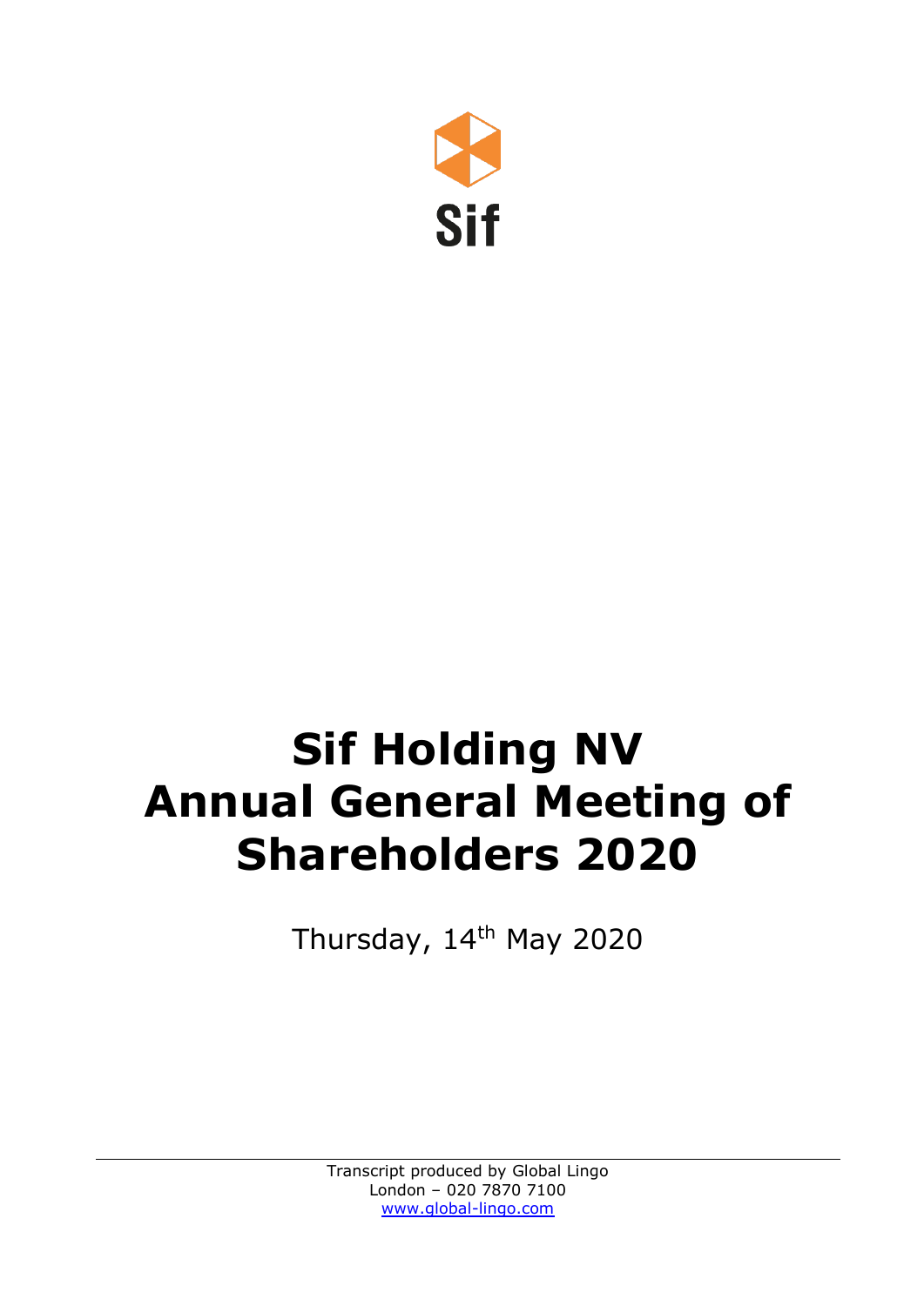Sif

# Sif Holding NV
# Annual General Meeting of Shareholders 2020

Thursday, 14th May 2020

Transcript produced by Global Lingo
London – 020 7870 7100
www.global-lingo.com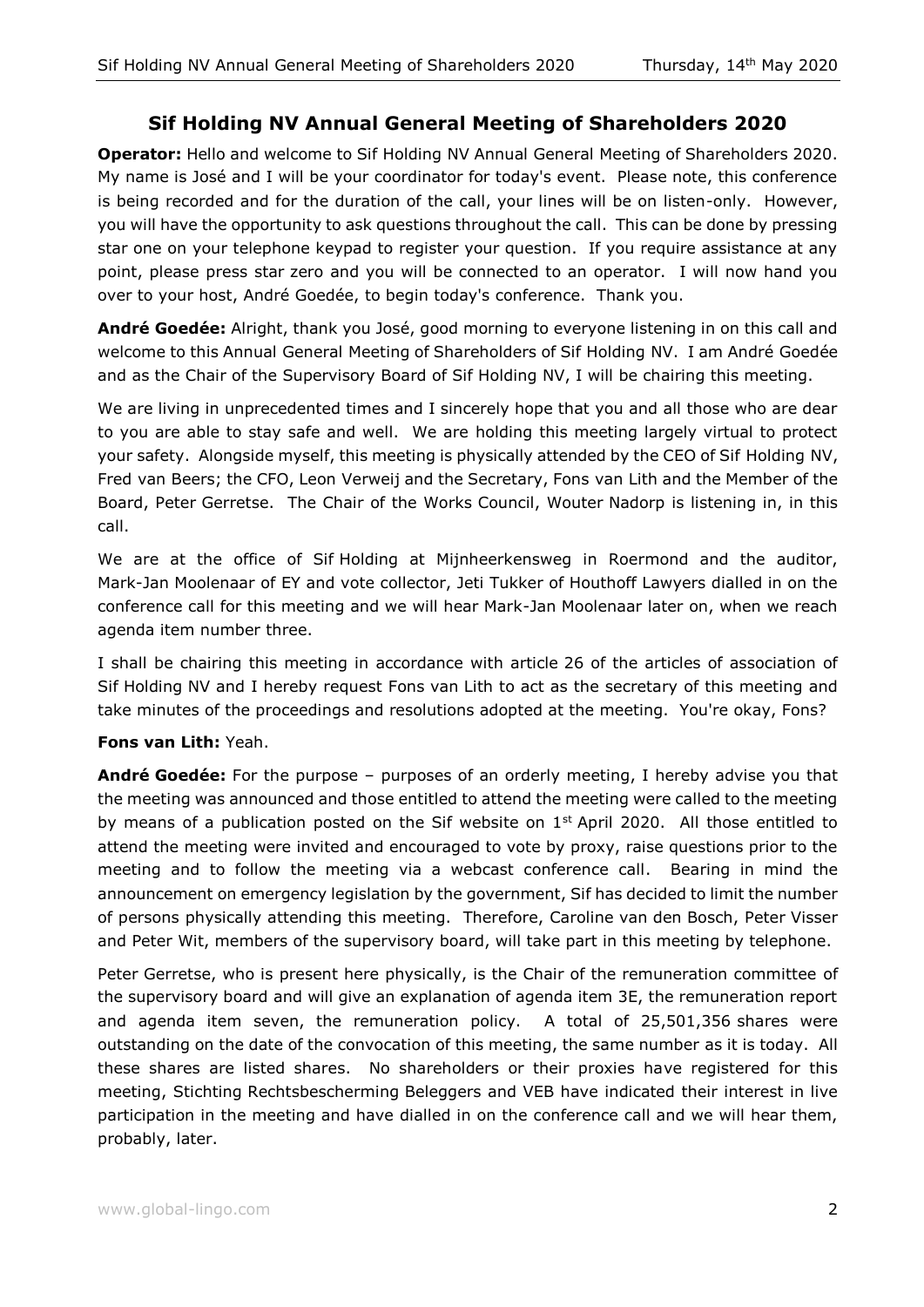# Sif Holding NV Annual General Meeting of Shareholders 2020

**Operator:** Hello and welcome to Sif Holding NV Annual General Meeting of Shareholders 2020. My name is José and I will be your coordinator for today's event. Please note, this conference is being recorded and for the duration of the call, your lines will be on listen-only. However, you will have the opportunity to ask questions throughout the call. This can be done by pressing star one on your telephone keypad to register your question. If you require assistance at any point, please press star zero and you will be connected to an operator. I will now hand you over to your host, André Goedée, to begin today's conference. Thank you.

**André Goedée:** Alright, thank you José, good morning to everyone listening in on this call and welcome to this Annual General Meeting of Shareholders of Sif Holding NV. I am André Goedée and as the Chair of the Supervisory Board of Sif Holding NV, I will be chairing this meeting.

We are living in unprecedented times and I sincerely hope that you and all those who are dear to you are able to stay safe and well. We are holding this meeting largely virtual to protect your safety. Alongside myself, this meeting is physically attended by the CEO of Sif Holding NV, Fred van Beers; the CFO, Leon Verweij and the Secretary, Fons van Lith and the Member of the Board, Peter Gerretse. The Chair of the Works Council, Wouter Nadorp is listening in, in this call.

We are at the office of Sif Holding at Mijnheerkensweg in Roermond and the auditor, Mark-Jan Moolenaar of EY and vote collector, Jeti Tukker of Houthoff Lawyers dialled in on the conference call for this meeting and we will hear Mark-Jan Moolenaar later on, when we reach agenda item number three.

I shall be chairing this meeting in accordance with article 26 of the articles of association of Sif Holding NV and I hereby request Fons van Lith to act as the secretary of this meeting and take minutes of the proceedings and resolutions adopted at the meeting. You're okay, Fons?

**Fons van Lith:** Yeah.

**André Goedée:** For the purpose – purposes of an orderly meeting, I hereby advise you that the meeting was announced and those entitled to attend the meeting were called to the meeting by means of a publication posted on the Sif website on 1st April 2020. All those entitled to attend the meeting were invited and encouraged to vote by proxy, raise questions prior to the meeting and to follow the meeting via a webcast conference call. Bearing in mind the announcement on emergency legislation by the government, Sif has decided to limit the number of persons physically attending this meeting. Therefore, Caroline van den Bosch, Peter Visser and Peter Wit, members of the supervisory board, will take part in this meeting by telephone.

Peter Gerretse, who is present here physically, is the Chair of the remuneration committee of the supervisory board and will give an explanation of agenda item 3E, the remuneration report and agenda item seven, the remuneration policy. A total of 25,501,356 shares were outstanding on the date of the convocation of this meeting, the same number as it is today. All these shares are listed shares. No shareholders or their proxies have registered for this meeting, Stichting Rechtsbescherming Beleggers and VEB have indicated their interest in live participation in the meeting and have dialled in on the conference call and we will hear them, probably, later.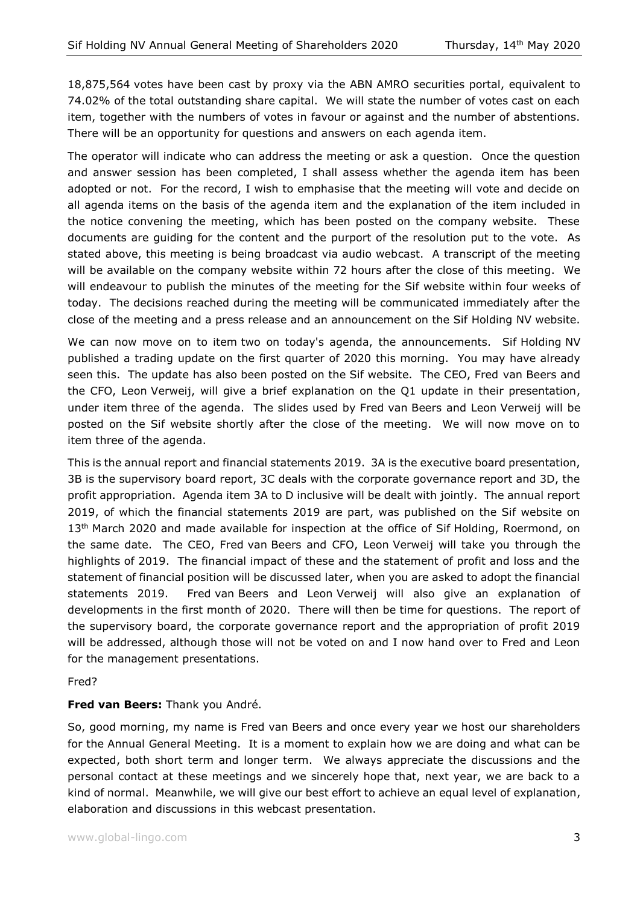18,875,564 votes have been cast by proxy via the ABN AMRO securities portal, equivalent to 74.02% of the total outstanding share capital. We will state the number of votes cast on each item, together with the numbers of votes in favour or against and the number of abstentions. There will be an opportunity for questions and answers on each agenda item.

The operator will indicate who can address the meeting or ask a question. Once the question and answer session has been completed, I shall assess whether the agenda item has been adopted or not. For the record, I wish to emphasise that the meeting will vote and decide on all agenda items on the basis of the agenda item and the explanation of the item included in the notice convening the meeting, which has been posted on the company website. These documents are guiding for the content and the purport of the resolution put to the vote. As stated above, this meeting is being broadcast via audio webcast. A transcript of the meeting will be available on the company website within 72 hours after the close of this meeting. We will endeavour to publish the minutes of the meeting for the Sif website within four weeks of today. The decisions reached during the meeting will be communicated immediately after the close of the meeting and a press release and an announcement on the Sif Holding NV website.

We can now move on to item two on today's agenda, the announcements. Sif Holding NV published a trading update on the first quarter of 2020 this morning. You may have already seen this. The update has also been posted on the Sif website. The CEO, Fred van Beers and the CFO, Leon Verweij, will give a brief explanation on the Q1 update in their presentation, under item three of the agenda. The slides used by Fred van Beers and Leon Verweij will be posted on the Sif website shortly after the close of the meeting. We will now move on to item three of the agenda.

This is the annual report and financial statements 2019. 3A is the executive board presentation, 3B is the supervisory board report, 3C deals with the corporate governance report and 3D, the profit appropriation. Agenda item 3A to D inclusive will be dealt with jointly. The annual report 2019, of which the financial statements 2019 are part, was published on the Sif website on 13th March 2020 and made available for inspection at the office of Sif Holding, Roermond, on the same date. The CEO, Fred van Beers and CFO, Leon Verweij will take you through the highlights of 2019. The financial impact of these and the statement of profit and loss and the statement of financial position will be discussed later, when you are asked to adopt the financial statements 2019. Fred van Beers and Leon Verweij will also give an explanation of developments in the first month of 2020. There will then be time for questions. The report of the supervisory board, the corporate governance report and the appropriation of profit 2019 will be addressed, although those will not be voted on and I now hand over to Fred and Leon for the management presentations.

Fred?

**Fred van Beers:** Thank you André.

So, good morning, my name is Fred van Beers and once every year we host our shareholders for the Annual General Meeting. It is a moment to explain how we are doing and what can be expected, both short term and longer term. We always appreciate the discussions and the personal contact at these meetings and we sincerely hope that, next year, we are back to a kind of normal. Meanwhile, we will give our best effort to achieve an equal level of explanation, elaboration and discussions in this webcast presentation.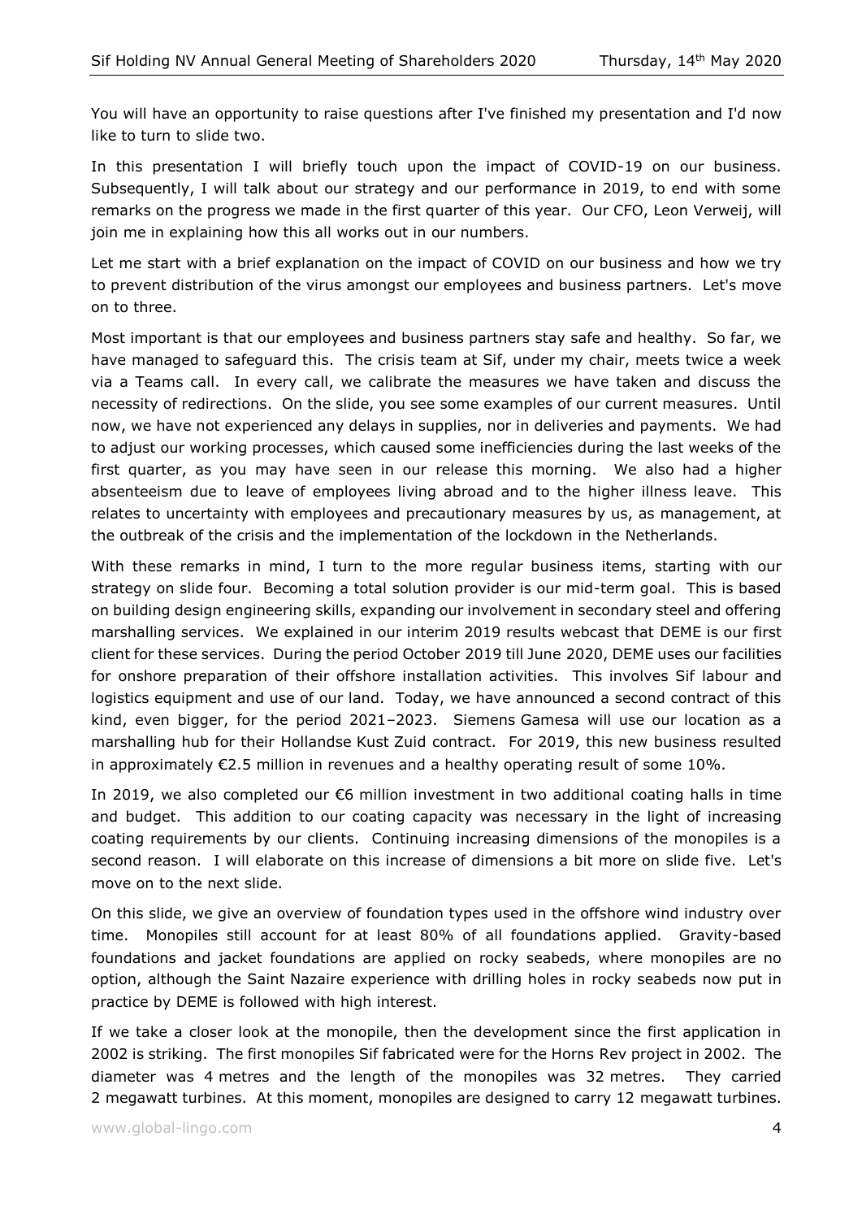You will have an opportunity to raise questions after I've finished my presentation and I'd now like to turn to slide two.

In this presentation I will briefly touch upon the impact of COVID-19 on our business. Subsequently, I will talk about our strategy and our performance in 2019, to end with some remarks on the progress we made in the first quarter of this year. Our CFO, Leon Verweij, will join me in explaining how this all works out in our numbers.

Let me start with a brief explanation on the impact of COVID on our business and how we try to prevent distribution of the virus amongst our employees and business partners. Let's move on to three.

Most important is that our employees and business partners stay safe and healthy. So far, we have managed to safeguard this. The crisis team at Sif, under my chair, meets twice a week via a Teams call. In every call, we calibrate the measures we have taken and discuss the necessity of redirections. On the slide, you see some examples of our current measures. Until now, we have not experienced any delays in supplies, nor in deliveries and payments. We had to adjust our working processes, which caused some inefficiencies during the last weeks of the first quarter, as you may have seen in our release this morning. We also had a higher absenteeism due to leave of employees living abroad and to the higher illness leave. This relates to uncertainty with employees and precautionary measures by us, as management, at the outbreak of the crisis and the implementation of the lockdown in the Netherlands.

With these remarks in mind, I turn to the more regular business items, starting with our strategy on slide four. Becoming a total solution provider is our mid-term goal. This is based on building design engineering skills, expanding our involvement in secondary steel and offering marshalling services. We explained in our interim 2019 results webcast that DEME is our first client for these services. During the period October 2019 till June 2020, DEME uses our facilities for onshore preparation of their offshore installation activities. This involves Sif labour and logistics equipment and use of our land. Today, we have announced a second contract of this kind, even bigger, for the period 2021–2023. Siemens Gamesa will use our location as a marshalling hub for their Hollandse Kust Zuid contract. For 2019, this new business resulted in approximately €2.5 million in revenues and a healthy operating result of some 10%.

In 2019, we also completed our €6 million investment in two additional coating halls in time and budget. This addition to our coating capacity was necessary in the light of increasing coating requirements by our clients. Continuing increasing dimensions of the monopiles is a second reason. I will elaborate on this increase of dimensions a bit more on slide five. Let's move on to the next slide.

On this slide, we give an overview of foundation types used in the offshore wind industry over time. Monopiles still account for at least 80% of all foundations applied. Gravity-based foundations and jacket foundations are applied on rocky seabeds, where monopiles are no option, although the Saint Nazaire experience with drilling holes in rocky seabeds now put in practice by DEME is followed with high interest.

If we take a closer look at the monopile, then the development since the first application in 2002 is striking. The first monopiles Sif fabricated were for the Horns Rev project in 2002. The diameter was 4 metres and the length of the monopiles was 32 metres. They carried 2 megawatt turbines. At this moment, monopiles are designed to carry 12 megawatt turbines.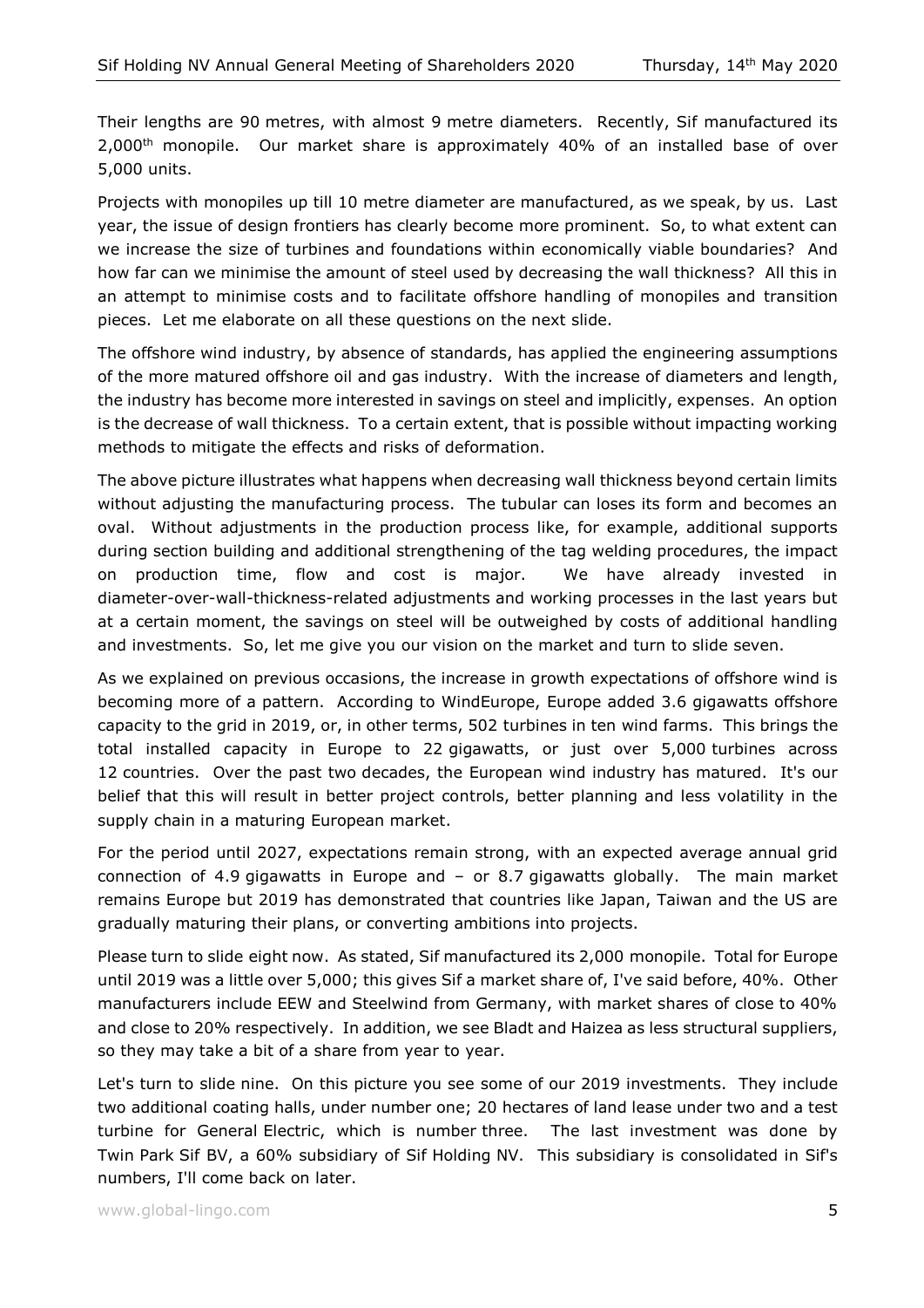Their lengths are 90 metres, with almost 9 metre diameters. Recently, Sif manufactured its 2,000th monopile. Our market share is approximately 40% of an installed base of over 5,000 units.

Projects with monopiles up till 10 metre diameter are manufactured, as we speak, by us. Last year, the issue of design frontiers has clearly become more prominent. So, to what extent can we increase the size of turbines and foundations within economically viable boundaries? And how far can we minimise the amount of steel used by decreasing the wall thickness? All this in an attempt to minimise costs and to facilitate offshore handling of monopiles and transition pieces. Let me elaborate on all these questions on the next slide.

The offshore wind industry, by absence of standards, has applied the engineering assumptions of the more matured offshore oil and gas industry. With the increase of diameters and length, the industry has become more interested in savings on steel and implicitly, expenses. An option is the decrease of wall thickness. To a certain extent, that is possible without impacting working methods to mitigate the effects and risks of deformation.

The above picture illustrates what happens when decreasing wall thickness beyond certain limits without adjusting the manufacturing process. The tubular can loses its form and becomes an oval. Without adjustments in the production process like, for example, additional supports during section building and additional strengthening of the tag welding procedures, the impact on production time, flow and cost is major. We have already invested in diameter-over-wall-thickness-related adjustments and working processes in the last years but at a certain moment, the savings on steel will be outweighed by costs of additional handling and investments. So, let me give you our vision on the market and turn to slide seven.

As we explained on previous occasions, the increase in growth expectations of offshore wind is becoming more of a pattern. According to WindEurope, Europe added 3.6 gigawatts offshore capacity to the grid in 2019, or, in other terms, 502 turbines in ten wind farms. This brings the total installed capacity in Europe to 22 gigawatts, or just over 5,000 turbines across 12 countries. Over the past two decades, the European wind industry has matured. It's our belief that this will result in better project controls, better planning and less volatility in the supply chain in a maturing European market.

For the period until 2027, expectations remain strong, with an expected average annual grid connection of 4.9 gigawatts in Europe and – or 8.7 gigawatts globally. The main market remains Europe but 2019 has demonstrated that countries like Japan, Taiwan and the US are gradually maturing their plans, or converting ambitions into projects.

Please turn to slide eight now. As stated, Sif manufactured its 2,000 monopile. Total for Europe until 2019 was a little over 5,000; this gives Sif a market share of, I've said before, 40%. Other manufacturers include EEW and Steelwind from Germany, with market shares of close to 40% and close to 20% respectively. In addition, we see Bladt and Haizea as less structural suppliers, so they may take a bit of a share from year to year.

Let's turn to slide nine. On this picture you see some of our 2019 investments. They include two additional coating halls, under number one; 20 hectares of land lease under two and a test turbine for General Electric, which is number three. The last investment was done by Twin Park Sif BV, a 60% subsidiary of Sif Holding NV. This subsidiary is consolidated in Sif's numbers, I'll come back on later.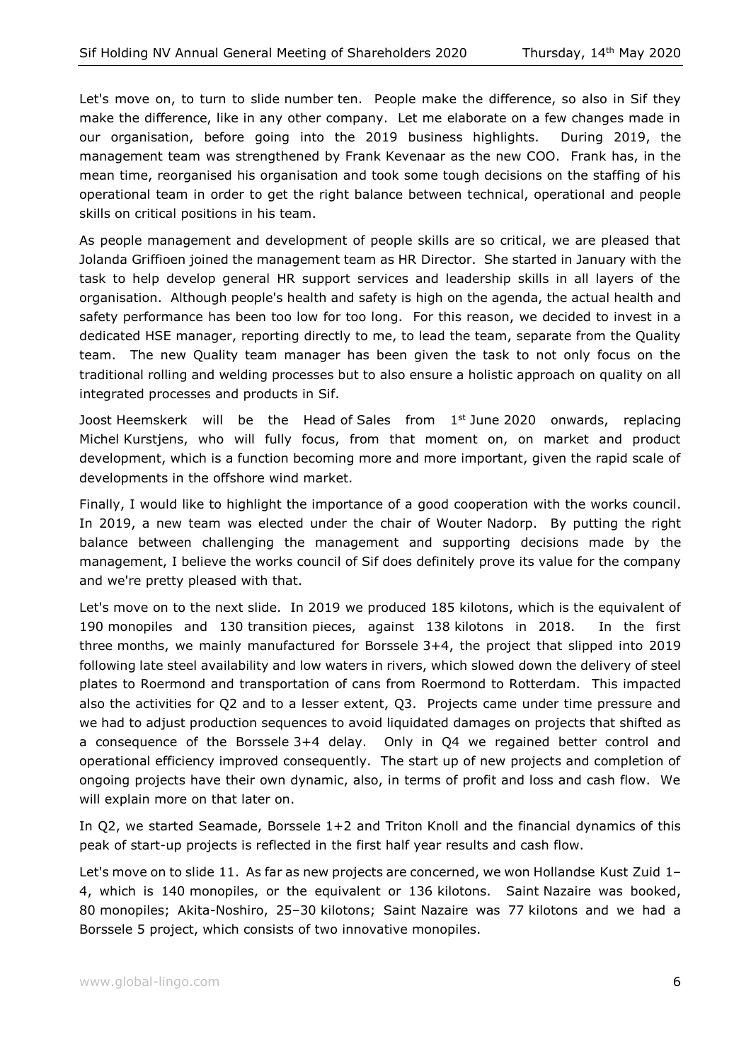Let's move on, to turn to slide number ten. People make the difference, so also in Sif they make the difference, like in any other company. Let me elaborate on a few changes made in our organisation, before going into the 2019 business highlights. During 2019, the management team was strengthened by Frank Kevenaar as the new COO. Frank has, in the mean time, reorganised his organisation and took some tough decisions on the staffing of his operational team in order to get the right balance between technical, operational and people skills on critical positions in his team.

As people management and development of people skills are so critical, we are pleased that Jolanda Griffioen joined the management team as HR Director. She started in January with the task to help develop general HR support services and leadership skills in all layers of the organisation. Although people's health and safety is high on the agenda, the actual health and safety performance has been too low for too long. For this reason, we decided to invest in a dedicated HSE manager, reporting directly to me, to lead the team, separate from the Quality team. The new Quality team manager has been given the task to not only focus on the traditional rolling and welding processes but to also ensure a holistic approach on quality on all integrated processes and products in Sif.

Joost Heemskerk will be the Head of Sales from 1st June 2020 onwards, replacing Michel Kurstjens, who will fully focus, from that moment on, on market and product development, which is a function becoming more and more important, given the rapid scale of developments in the offshore wind market.

Finally, I would like to highlight the importance of a good cooperation with the works council. In 2019, a new team was elected under the chair of Wouter Nadorp. By putting the right balance between challenging the management and supporting decisions made by the management, I believe the works council of Sif does definitely prove its value for the company and we're pretty pleased with that.

Let's move on to the next slide. In 2019 we produced 185 kilotons, which is the equivalent of 190 monopiles and 130 transition pieces, against 138 kilotons in 2018. In the first three months, we mainly manufactured for Borssele 3+4, the project that slipped into 2019 following late steel availability and low waters in rivers, which slowed down the delivery of steel plates to Roermond and transportation of cans from Roermond to Rotterdam. This impacted also the activities for Q2 and to a lesser extent, Q3. Projects came under time pressure and we had to adjust production sequences to avoid liquidated damages on projects that shifted as a consequence of the Borssele 3+4 delay. Only in Q4 we regained better control and operational efficiency improved consequently. The start up of new projects and completion of ongoing projects have their own dynamic, also, in terms of profit and loss and cash flow. We will explain more on that later on.

In Q2, we started Seamade, Borssele 1+2 and Triton Knoll and the financial dynamics of this peak of start-up projects is reflected in the first half year results and cash flow.

Let's move on to slide 11. As far as new projects are concerned, we won Hollandse Kust Zuid 1–4, which is 140 monopiles, or the equivalent or 136 kilotons. Saint Nazaire was booked, 80 monopiles; Akita-Noshiro, 25–30 kilotons; Saint Nazaire was 77 kilotons and we had a Borssele 5 project, which consists of two innovative monopiles.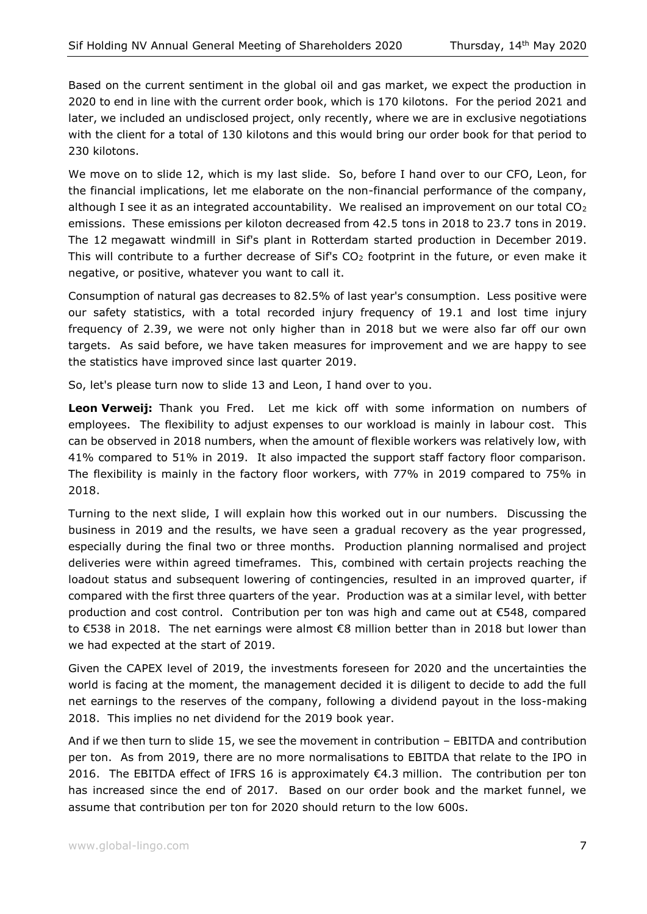Based on the current sentiment in the global oil and gas market, we expect the production in 2020 to end in line with the current order book, which is 170 kilotons. For the period 2021 and later, we included an undisclosed project, only recently, where we are in exclusive negotiations with the client for a total of 130 kilotons and this would bring our order book for that period to 230 kilotons.

We move on to slide 12, which is my last slide. So, before I hand over to our CFO, Leon, for the financial implications, let me elaborate on the non-financial performance of the company, although I see it as an integrated accountability. We realised an improvement on our total $CO_2$ emissions. These emissions per kiloton decreased from 42.5 tons in 2018 to 23.7 tons in 2019. The 12 megawatt windmill in Sif's plant in Rotterdam started production in December 2019. This will contribute to a further decrease of Sif's $CO_2$ footprint in the future, or even make it negative, or positive, whatever you want to call it.

Consumption of natural gas decreases to 82.5% of last year's consumption. Less positive were our safety statistics, with a total recorded injury frequency of 19.1 and lost time injury frequency of 2.39, we were not only higher than in 2018 but we were also far off our own targets. As said before, we have taken measures for improvement and we are happy to see the statistics have improved since last quarter 2019.

So, let's please turn now to slide 13 and Leon, I hand over to you.

**Leon Verweij:** Thank you Fred. Let me kick off with some information on numbers of employees. The flexibility to adjust expenses to our workload is mainly in labour cost. This can be observed in 2018 numbers, when the amount of flexible workers was relatively low, with 41% compared to 51% in 2019. It also impacted the support staff factory floor comparison. The flexibility is mainly in the factory floor workers, with 77% in 2019 compared to 75% in 2018.

Turning to the next slide, I will explain how this worked out in our numbers. Discussing the business in 2019 and the results, we have seen a gradual recovery as the year progressed, especially during the final two or three months. Production planning normalised and project deliveries were within agreed timeframes. This, combined with certain projects reaching the loadout status and subsequent lowering of contingencies, resulted in an improved quarter, if compared with the first three quarters of the year. Production was at a similar level, with better production and cost control. Contribution per ton was high and came out at €548, compared to €538 in 2018. The net earnings were almost €8 million better than in 2018 but lower than we had expected at the start of 2019.

Given the CAPEX level of 2019, the investments foreseen for 2020 and the uncertainties the world is facing at the moment, the management decided it is diligent to decide to add the full net earnings to the reserves of the company, following a dividend payout in the loss-making 2018. This implies no net dividend for the 2019 book year.

And if we then turn to slide 15, we see the movement in contribution – EBITDA and contribution per ton. As from 2019, there are no more normalisations to EBITDA that relate to the IPO in 2016. The EBITDA effect of IFRS 16 is approximately €4.3 million. The contribution per ton has increased since the end of 2017. Based on our order book and the market funnel, we assume that contribution per ton for 2020 should return to the low 600s.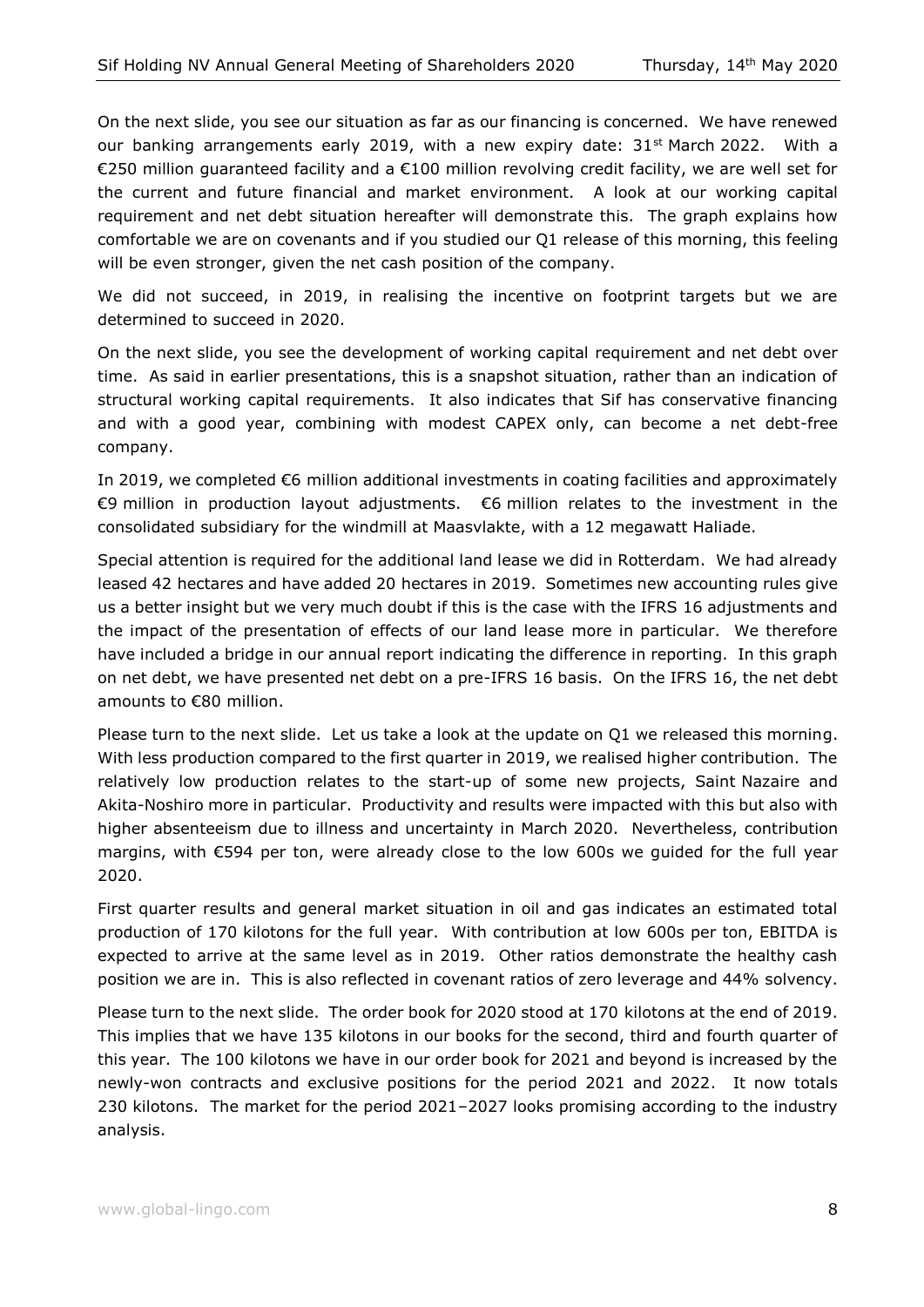On the next slide, you see our situation as far as our financing is concerned. We have renewed our banking arrangements early 2019, with a new expiry date: 31st March 2022. With a €250 million guaranteed facility and a €100 million revolving credit facility, we are well set for the current and future financial and market environment. A look at our working capital requirement and net debt situation hereafter will demonstrate this. The graph explains how comfortable we are on covenants and if you studied our Q1 release of this morning, this feeling will be even stronger, given the net cash position of the company.

We did not succeed, in 2019, in realising the incentive on footprint targets but we are determined to succeed in 2020.

On the next slide, you see the development of working capital requirement and net debt over time. As said in earlier presentations, this is a snapshot situation, rather than an indication of structural working capital requirements. It also indicates that Sif has conservative financing and with a good year, combining with modest CAPEX only, can become a net debt-free company.

In 2019, we completed €6 million additional investments in coating facilities and approximately €9 million in production layout adjustments. €6 million relates to the investment in the consolidated subsidiary for the windmill at Maasvlakte, with a 12 megawatt Haliade.

Special attention is required for the additional land lease we did in Rotterdam. We had already leased 42 hectares and have added 20 hectares in 2019. Sometimes new accounting rules give us a better insight but we very much doubt if this is the case with the IFRS 16 adjustments and the impact of the presentation of effects of our land lease more in particular. We therefore have included a bridge in our annual report indicating the difference in reporting. In this graph on net debt, we have presented net debt on a pre-IFRS 16 basis. On the IFRS 16, the net debt amounts to €80 million.

Please turn to the next slide. Let us take a look at the update on Q1 we released this morning. With less production compared to the first quarter in 2019, we realised higher contribution. The relatively low production relates to the start-up of some new projects, Saint Nazaire and Akita-Noshiro more in particular. Productivity and results were impacted with this but also with higher absenteeism due to illness and uncertainty in March 2020. Nevertheless, contribution margins, with €594 per ton, were already close to the low 600s we guided for the full year 2020.

First quarter results and general market situation in oil and gas indicates an estimated total production of 170 kilotons for the full year. With contribution at low 600s per ton, EBITDA is expected to arrive at the same level as in 2019. Other ratios demonstrate the healthy cash position we are in. This is also reflected in covenant ratios of zero leverage and 44% solvency.

Please turn to the next slide. The order book for 2020 stood at 170 kilotons at the end of 2019. This implies that we have 135 kilotons in our books for the second, third and fourth quarter of this year. The 100 kilotons we have in our order book for 2021 and beyond is increased by the newly-won contracts and exclusive positions for the period 2021 and 2022. It now totals 230 kilotons. The market for the period 2021–2027 looks promising according to the industry analysis.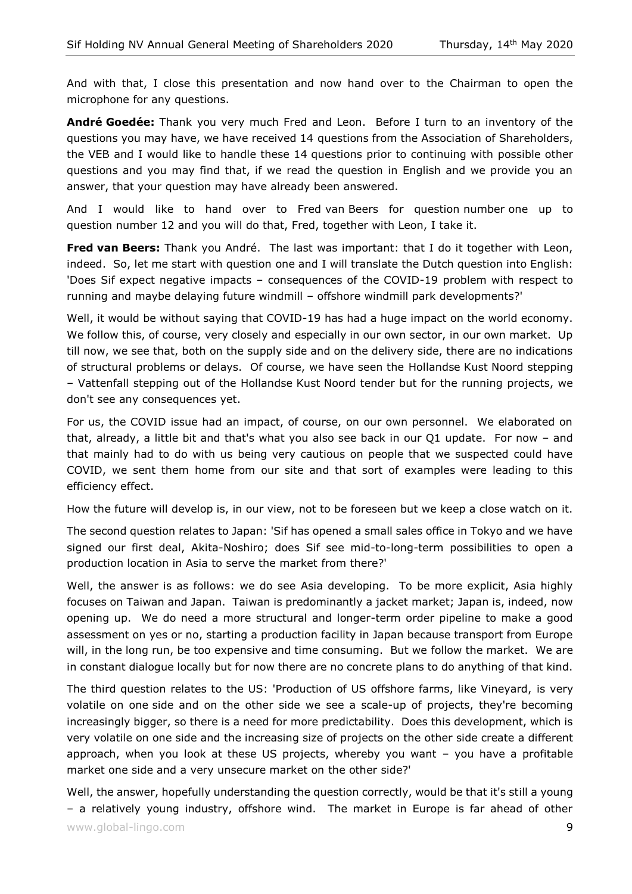And with that, I close this presentation and now hand over to the Chairman to open the microphone for any questions.

**André Goedée:** Thank you very much Fred and Leon. Before I turn to an inventory of the questions you may have, we have received 14 questions from the Association of Shareholders, the VEB and I would like to handle these 14 questions prior to continuing with possible other questions and you may find that, if we read the question in English and we provide you an answer, that your question may have already been answered.

And I would like to hand over to Fred van Beers for question number one up to question number 12 and you will do that, Fred, together with Leon, I take it.

**Fred van Beers:** Thank you André. The last was important: that I do it together with Leon, indeed. So, let me start with question one and I will translate the Dutch question into English: 'Does Sif expect negative impacts – consequences of the COVID-19 problem with respect to running and maybe delaying future windmill – offshore windmill park developments?'

Well, it would be without saying that COVID-19 has had a huge impact on the world economy. We follow this, of course, very closely and especially in our own sector, in our own market. Up till now, we see that, both on the supply side and on the delivery side, there are no indications of structural problems or delays. Of course, we have seen the Hollandse Kust Noord stepping – Vattenfall stepping out of the Hollandse Kust Noord tender but for the running projects, we don't see any consequences yet.

For us, the COVID issue had an impact, of course, on our own personnel. We elaborated on that, already, a little bit and that's what you also see back in our Q1 update. For now – and that mainly had to do with us being very cautious on people that we suspected could have COVID, we sent them home from our site and that sort of examples were leading to this efficiency effect.

How the future will develop is, in our view, not to be foreseen but we keep a close watch on it.

The second question relates to Japan: 'Sif has opened a small sales office in Tokyo and we have signed our first deal, Akita-Noshiro; does Sif see mid-to-long-term possibilities to open a production location in Asia to serve the market from there?'

Well, the answer is as follows: we do see Asia developing. To be more explicit, Asia highly focuses on Taiwan and Japan. Taiwan is predominantly a jacket market; Japan is, indeed, now opening up. We do need a more structural and longer-term order pipeline to make a good assessment on yes or no, starting a production facility in Japan because transport from Europe will, in the long run, be too expensive and time consuming. But we follow the market. We are in constant dialogue locally but for now there are no concrete plans to do anything of that kind.

The third question relates to the US: 'Production of US offshore farms, like Vineyard, is very volatile on one side and on the other side we see a scale-up of projects, they're becoming increasingly bigger, so there is a need for more predictability. Does this development, which is very volatile on one side and the increasing size of projects on the other side create a different approach, when you look at these US projects, whereby you want – you have a profitable market one side and a very unsecure market on the other side?'

Well, the answer, hopefully understanding the question correctly, would be that it's still a young – a relatively young industry, offshore wind. The market in Europe is far ahead of other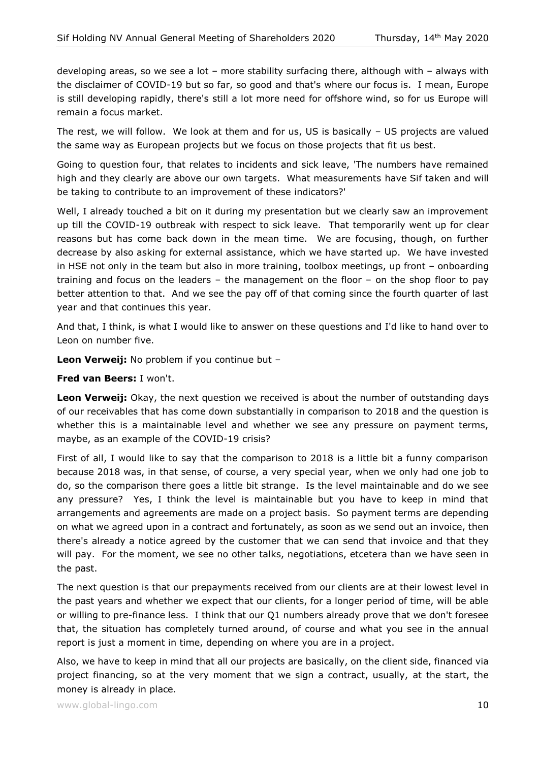developing areas, so we see a lot – more stability surfacing there, although with – always with the disclaimer of COVID-19 but so far, so good and that's where our focus is. I mean, Europe is still developing rapidly, there's still a lot more need for offshore wind, so for us Europe will remain a focus market.

The rest, we will follow. We look at them and for us, US is basically – US projects are valued the same way as European projects but we focus on those projects that fit us best.

Going to question four, that relates to incidents and sick leave, 'The numbers have remained high and they clearly are above our own targets. What measurements have Sif taken and will be taking to contribute to an improvement of these indicators?'

Well, I already touched a bit on it during my presentation but we clearly saw an improvement up till the COVID-19 outbreak with respect to sick leave. That temporarily went up for clear reasons but has come back down in the mean time. We are focusing, though, on further decrease by also asking for external assistance, which we have started up. We have invested in HSE not only in the team but also in more training, toolbox meetings, up front – onboarding training and focus on the leaders – the management on the floor – on the shop floor to pay better attention to that. And we see the pay off of that coming since the fourth quarter of last year and that continues this year.

And that, I think, is what I would like to answer on these questions and I'd like to hand over to Leon on number five.

**Leon Verweij:** No problem if you continue but –

**Fred van Beers:** I won't.

**Leon Verweij:** Okay, the next question we received is about the number of outstanding days of our receivables that has come down substantially in comparison to 2018 and the question is whether this is a maintainable level and whether we see any pressure on payment terms, maybe, as an example of the COVID-19 crisis?

First of all, I would like to say that the comparison to 2018 is a little bit a funny comparison because 2018 was, in that sense, of course, a very special year, when we only had one job to do, so the comparison there goes a little bit strange. Is the level maintainable and do we see any pressure? Yes, I think the level is maintainable but you have to keep in mind that arrangements and agreements are made on a project basis. So payment terms are depending on what we agreed upon in a contract and fortunately, as soon as we send out an invoice, then there's already a notice agreed by the customer that we can send that invoice and that they will pay. For the moment, we see no other talks, negotiations, etcetera than we have seen in the past.

The next question is that our prepayments received from our clients are at their lowest level in the past years and whether we expect that our clients, for a longer period of time, will be able or willing to pre-finance less. I think that our Q1 numbers already prove that we don't foresee that, the situation has completely turned around, of course and what you see in the annual report is just a moment in time, depending on where you are in a project.

Also, we have to keep in mind that all our projects are basically, on the client side, financed via project financing, so at the very moment that we sign a contract, usually, at the start, the money is already in place.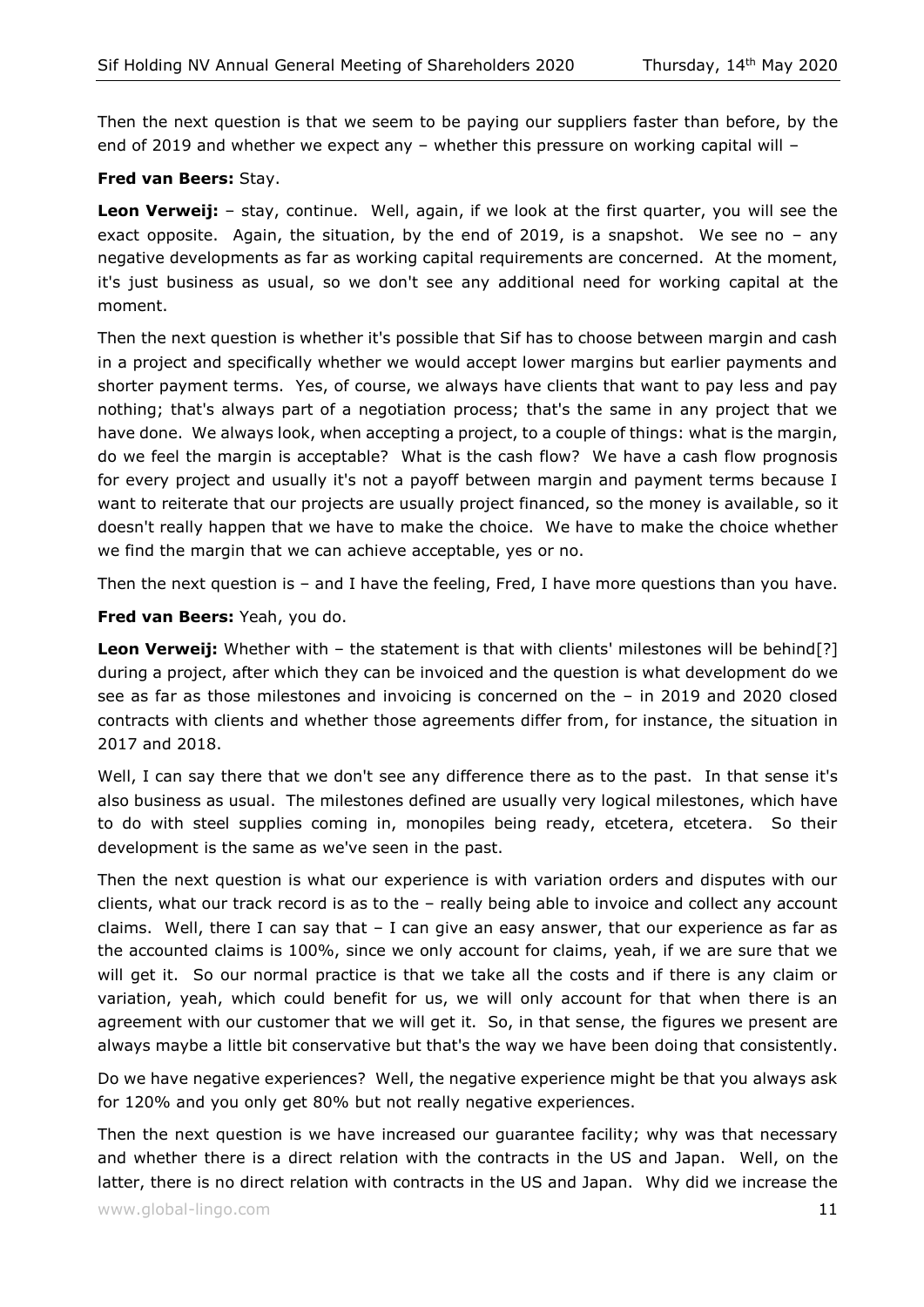Then the next question is that we seem to be paying our suppliers faster than before, by the end of 2019 and whether we expect any – whether this pressure on working capital will –

**Fred van Beers:** Stay.

**Leon Verweij:** – stay, continue. Well, again, if we look at the first quarter, you will see the exact opposite. Again, the situation, by the end of 2019, is a snapshot. We see no – any negative developments as far as working capital requirements are concerned. At the moment, it's just business as usual, so we don't see any additional need for working capital at the moment.

Then the next question is whether it's possible that Sif has to choose between margin and cash in a project and specifically whether we would accept lower margins but earlier payments and shorter payment terms. Yes, of course, we always have clients that want to pay less and pay nothing; that's always part of a negotiation process; that's the same in any project that we have done. We always look, when accepting a project, to a couple of things: what is the margin, do we feel the margin is acceptable? What is the cash flow? We have a cash flow prognosis for every project and usually it's not a payoff between margin and payment terms because I want to reiterate that our projects are usually project financed, so the money is available, so it doesn't really happen that we have to make the choice. We have to make the choice whether we find the margin that we can achieve acceptable, yes or no.

Then the next question is – and I have the feeling, Fred, I have more questions than you have.

**Fred van Beers:** Yeah, you do.

**Leon Verweij:** Whether with – the statement is that with clients' milestones will be behind[?] during a project, after which they can be invoiced and the question is what development do we see as far as those milestones and invoicing is concerned on the – in 2019 and 2020 closed contracts with clients and whether those agreements differ from, for instance, the situation in 2017 and 2018.

Well, I can say there that we don't see any difference there as to the past. In that sense it's also business as usual. The milestones defined are usually very logical milestones, which have to do with steel supplies coming in, monopiles being ready, etcetera, etcetera. So their development is the same as we've seen in the past.

Then the next question is what our experience is with variation orders and disputes with our clients, what our track record is as to the – really being able to invoice and collect any account claims. Well, there I can say that – I can give an easy answer, that our experience as far as the accounted claims is 100%, since we only account for claims, yeah, if we are sure that we will get it. So our normal practice is that we take all the costs and if there is any claim or variation, yeah, which could benefit for us, we will only account for that when there is an agreement with our customer that we will get it. So, in that sense, the figures we present are always maybe a little bit conservative but that's the way we have been doing that consistently.

Do we have negative experiences? Well, the negative experience might be that you always ask for 120% and you only get 80% but not really negative experiences.

Then the next question is we have increased our guarantee facility; why was that necessary and whether there is a direct relation with the contracts in the US and Japan. Well, on the latter, there is no direct relation with contracts in the US and Japan. Why did we increase the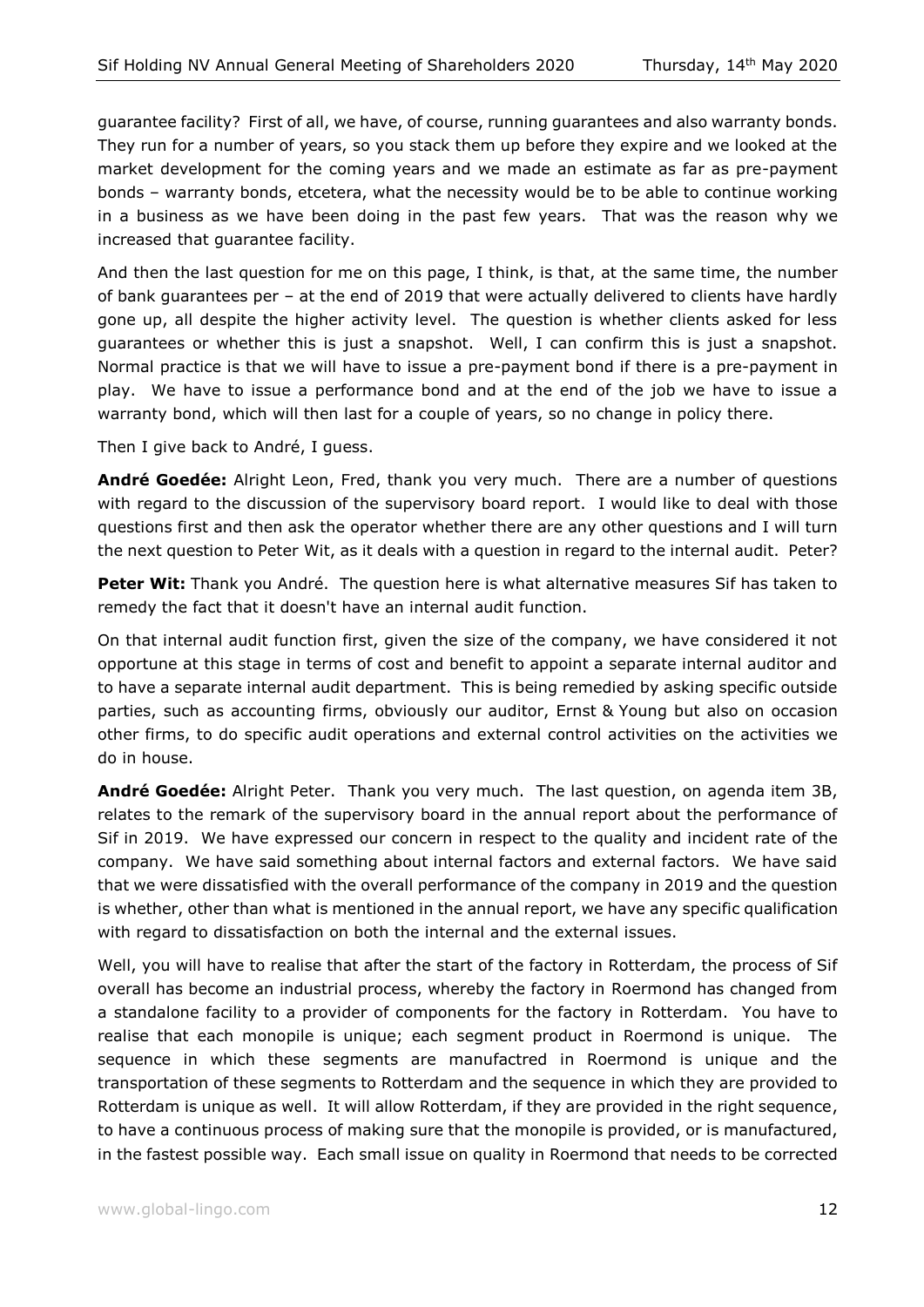guarantee facility? First of all, we have, of course, running guarantees and also warranty bonds. They run for a number of years, so you stack them up before they expire and we looked at the market development for the coming years and we made an estimate as far as pre-payment bonds – warranty bonds, etcetera, what the necessity would be to be able to continue working in a business as we have been doing in the past few years. That was the reason why we increased that guarantee facility.

And then the last question for me on this page, I think, is that, at the same time, the number of bank guarantees per – at the end of 2019 that were actually delivered to clients have hardly gone up, all despite the higher activity level. The question is whether clients asked for less guarantees or whether this is just a snapshot. Well, I can confirm this is just a snapshot. Normal practice is that we will have to issue a pre-payment bond if there is a pre-payment in play. We have to issue a performance bond and at the end of the job we have to issue a warranty bond, which will then last for a couple of years, so no change in policy there.

Then I give back to André, I guess.

**André Goedée:** Alright Leon, Fred, thank you very much. There are a number of questions with regard to the discussion of the supervisory board report. I would like to deal with those questions first and then ask the operator whether there are any other questions and I will turn the next question to Peter Wit, as it deals with a question in regard to the internal audit. Peter?

**Peter Wit:** Thank you André. The question here is what alternative measures Sif has taken to remedy the fact that it doesn't have an internal audit function.

On that internal audit function first, given the size of the company, we have considered it not opportune at this stage in terms of cost and benefit to appoint a separate internal auditor and to have a separate internal audit department. This is being remedied by asking specific outside parties, such as accounting firms, obviously our auditor, Ernst & Young but also on occasion other firms, to do specific audit operations and external control activities on the activities we do in house.

**André Goedée:** Alright Peter. Thank you very much. The last question, on agenda item 3B, relates to the remark of the supervisory board in the annual report about the performance of Sif in 2019. We have expressed our concern in respect to the quality and incident rate of the company. We have said something about internal factors and external factors. We have said that we were dissatisfied with the overall performance of the company in 2019 and the question is whether, other than what is mentioned in the annual report, we have any specific qualification with regard to dissatisfaction on both the internal and the external issues.

Well, you will have to realise that after the start of the factory in Rotterdam, the process of Sif overall has become an industrial process, whereby the factory in Roermond has changed from a standalone facility to a provider of components for the factory in Rotterdam. You have to realise that each monopile is unique; each segment product in Roermond is unique. The sequence in which these segments are manufactred in Roermond is unique and the transportation of these segments to Rotterdam and the sequence in which they are provided to Rotterdam is unique as well. It will allow Rotterdam, if they are provided in the right sequence, to have a continuous process of making sure that the monopile is provided, or is manufactured, in the fastest possible way. Each small issue on quality in Roermond that needs to be corrected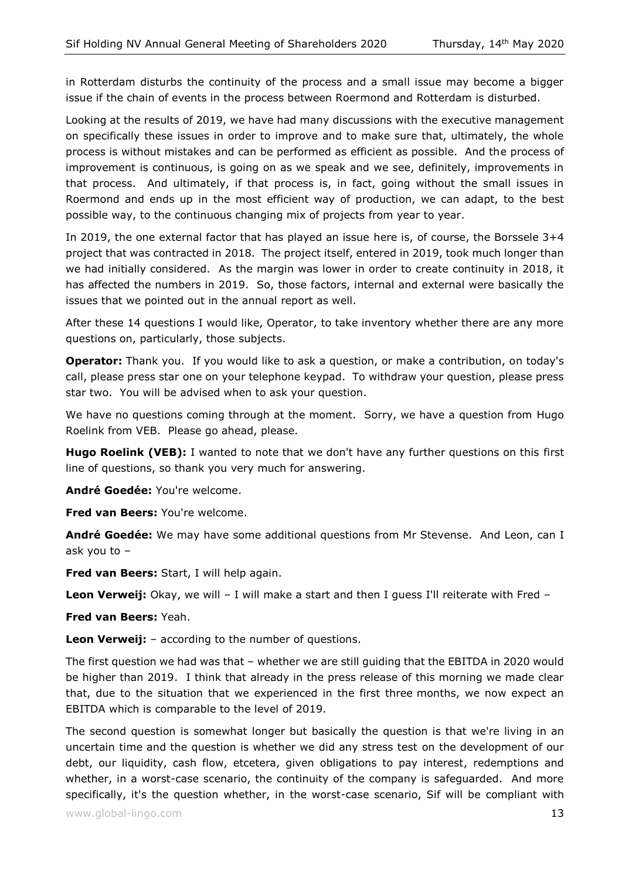in Rotterdam disturbs the continuity of the process and a small issue may become a bigger issue if the chain of events in the process between Roermond and Rotterdam is disturbed.

Looking at the results of 2019, we have had many discussions with the executive management on specifically these issues in order to improve and to make sure that, ultimately, the whole process is without mistakes and can be performed as efficient as possible. And the process of improvement is continuous, is going on as we speak and we see, definitely, improvements in that process. And ultimately, if that process is, in fact, going without the small issues in Roermond and ends up in the most efficient way of production, we can adapt, to the best possible way, to the continuous changing mix of projects from year to year.

In 2019, the one external factor that has played an issue here is, of course, the Borssele 3+4 project that was contracted in 2018. The project itself, entered in 2019, took much longer than we had initially considered. As the margin was lower in order to create continuity in 2018, it has affected the numbers in 2019. So, those factors, internal and external were basically the issues that we pointed out in the annual report as well.

After these 14 questions I would like, Operator, to take inventory whether there are any more questions on, particularly, those subjects.

**Operator:** Thank you. If you would like to ask a question, or make a contribution, on today's call, please press star one on your telephone keypad. To withdraw your question, please press star two. You will be advised when to ask your question.

We have no questions coming through at the moment. Sorry, we have a question from Hugo Roelink from VEB. Please go ahead, please.

**Hugo Roelink (VEB):** I wanted to note that we don't have any further questions on this first line of questions, so thank you very much for answering.

**André Goedée:** You're welcome.

**Fred van Beers:** You're welcome.

**André Goedée:** We may have some additional questions from Mr Stevense. And Leon, can I ask you to –

**Fred van Beers:** Start, I will help again.

**Leon Verweij:** Okay, we will – I will make a start and then I guess I'll reiterate with Fred –

**Fred van Beers:** Yeah.

**Leon Verweij:** – according to the number of questions.

The first question we had was that – whether we are still guiding that the EBITDA in 2020 would be higher than 2019. I think that already in the press release of this morning we made clear that, due to the situation that we experienced in the first three months, we now expect an EBITDA which is comparable to the level of 2019.

The second question is somewhat longer but basically the question is that we're living in an uncertain time and the question is whether we did any stress test on the development of our debt, our liquidity, cash flow, etcetera, given obligations to pay interest, redemptions and whether, in a worst-case scenario, the continuity of the company is safeguarded. And more specifically, it's the question whether, in the worst-case scenario, Sif will be compliant with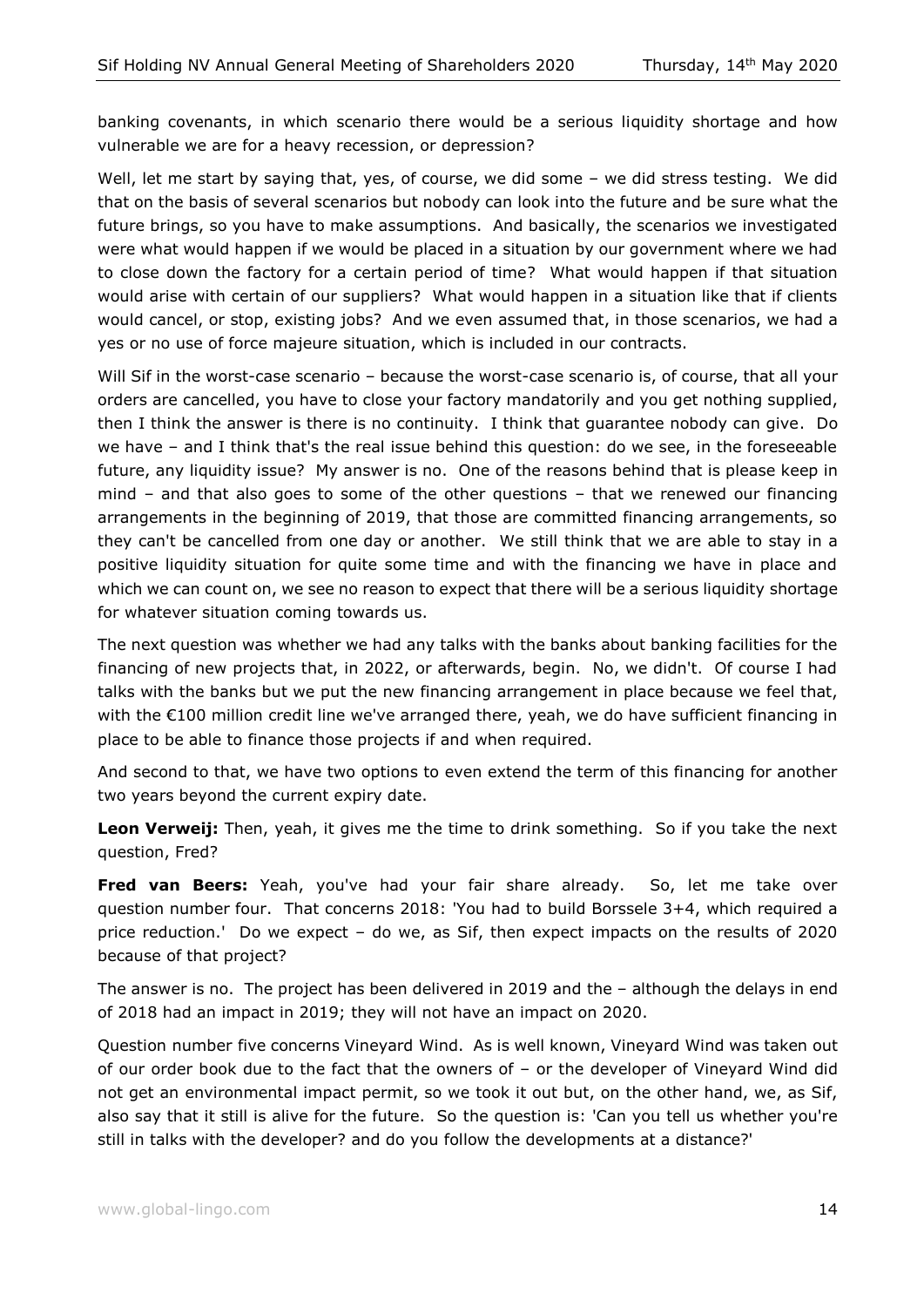banking covenants, in which scenario there would be a serious liquidity shortage and how vulnerable we are for a heavy recession, or depression?

Well, let me start by saying that, yes, of course, we did some – we did stress testing. We did that on the basis of several scenarios but nobody can look into the future and be sure what the future brings, so you have to make assumptions. And basically, the scenarios we investigated were what would happen if we would be placed in a situation by our government where we had to close down the factory for a certain period of time? What would happen if that situation would arise with certain of our suppliers? What would happen in a situation like that if clients would cancel, or stop, existing jobs? And we even assumed that, in those scenarios, we had a yes or no use of force majeure situation, which is included in our contracts.

Will Sif in the worst-case scenario – because the worst-case scenario is, of course, that all your orders are cancelled, you have to close your factory mandatorily and you get nothing supplied, then I think the answer is there is no continuity. I think that guarantee nobody can give. Do we have – and I think that's the real issue behind this question: do we see, in the foreseeable future, any liquidity issue? My answer is no. One of the reasons behind that is please keep in mind – and that also goes to some of the other questions – that we renewed our financing arrangements in the beginning of 2019, that those are committed financing arrangements, so they can't be cancelled from one day or another. We still think that we are able to stay in a positive liquidity situation for quite some time and with the financing we have in place and which we can count on, we see no reason to expect that there will be a serious liquidity shortage for whatever situation coming towards us.

The next question was whether we had any talks with the banks about banking facilities for the financing of new projects that, in 2022, or afterwards, begin. No, we didn't. Of course I had talks with the banks but we put the new financing arrangement in place because we feel that, with the €100 million credit line we've arranged there, yeah, we do have sufficient financing in place to be able to finance those projects if and when required.

And second to that, we have two options to even extend the term of this financing for another two years beyond the current expiry date.

**Leon Verweij:** Then, yeah, it gives me the time to drink something. So if you take the next question, Fred?

**Fred van Beers:** Yeah, you've had your fair share already. So, let me take over question number four. That concerns 2018: 'You had to build Borssele 3+4, which required a price reduction.' Do we expect – do we, as Sif, then expect impacts on the results of 2020 because of that project?

The answer is no. The project has been delivered in 2019 and the – although the delays in end of 2018 had an impact in 2019; they will not have an impact on 2020.

Question number five concerns Vineyard Wind. As is well known, Vineyard Wind was taken out of our order book due to the fact that the owners of – or the developer of Vineyard Wind did not get an environmental impact permit, so we took it out but, on the other hand, we, as Sif, also say that it still is alive for the future. So the question is: 'Can you tell us whether you're still in talks with the developer? and do you follow the developments at a distance?'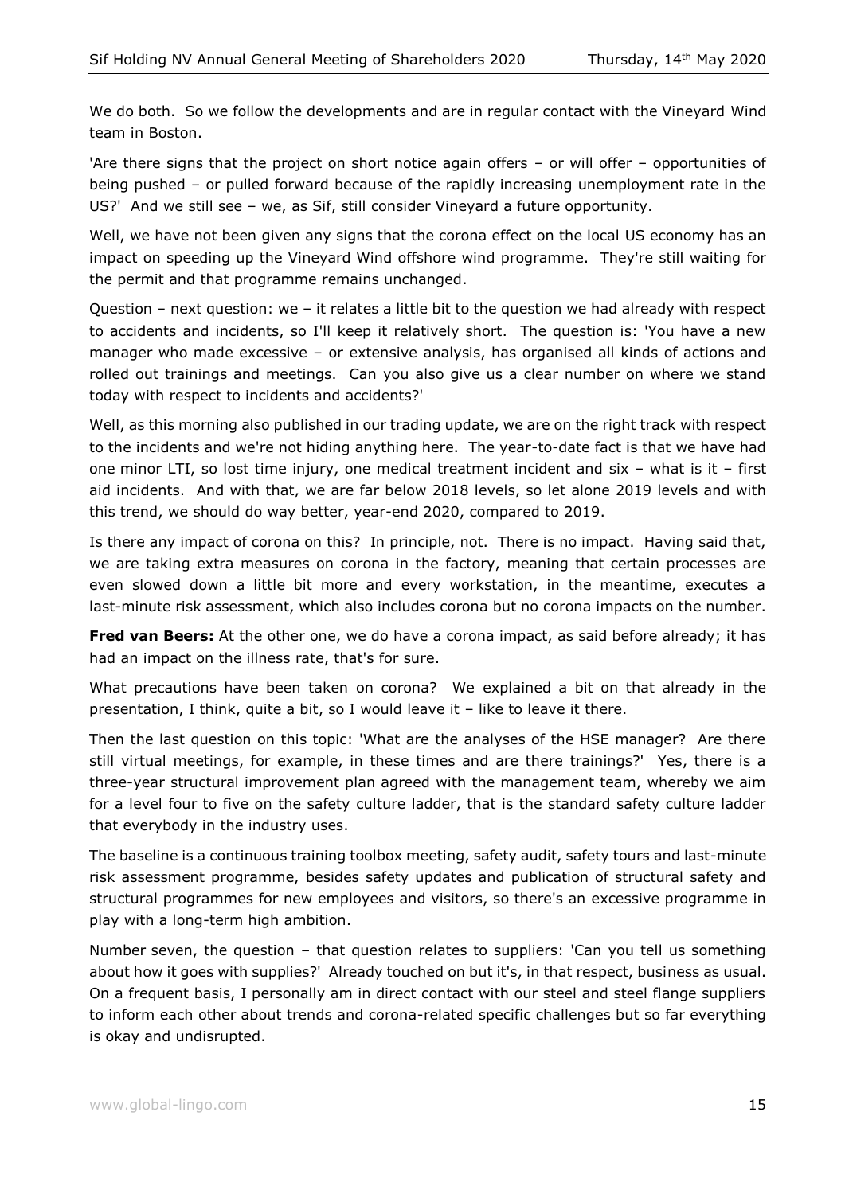We do both. So we follow the developments and are in regular contact with the Vineyard Wind team in Boston.

'Are there signs that the project on short notice again offers – or will offer – opportunities of being pushed – or pulled forward because of the rapidly increasing unemployment rate in the US?' And we still see – we, as Sif, still consider Vineyard a future opportunity.

Well, we have not been given any signs that the corona effect on the local US economy has an impact on speeding up the Vineyard Wind offshore wind programme. They're still waiting for the permit and that programme remains unchanged.

Question – next question: we – it relates a little bit to the question we had already with respect to accidents and incidents, so I'll keep it relatively short. The question is: 'You have a new manager who made excessive – or extensive analysis, has organised all kinds of actions and rolled out trainings and meetings. Can you also give us a clear number on where we stand today with respect to incidents and accidents?'

Well, as this morning also published in our trading update, we are on the right track with respect to the incidents and we're not hiding anything here. The year-to-date fact is that we have had one minor LTI, so lost time injury, one medical treatment incident and six – what is it – first aid incidents. And with that, we are far below 2018 levels, so let alone 2019 levels and with this trend, we should do way better, year-end 2020, compared to 2019.

Is there any impact of corona on this? In principle, not. There is no impact. Having said that, we are taking extra measures on corona in the factory, meaning that certain processes are even slowed down a little bit more and every workstation, in the meantime, executes a last-minute risk assessment, which also includes corona but no corona impacts on the number.

**Fred van Beers:** At the other one, we do have a corona impact, as said before already; it has had an impact on the illness rate, that's for sure.

What precautions have been taken on corona? We explained a bit on that already in the presentation, I think, quite a bit, so I would leave it – like to leave it there.

Then the last question on this topic: 'What are the analyses of the HSE manager? Are there still virtual meetings, for example, in these times and are there trainings?' Yes, there is a three-year structural improvement plan agreed with the management team, whereby we aim for a level four to five on the safety culture ladder, that is the standard safety culture ladder that everybody in the industry uses.

The baseline is a continuous training toolbox meeting, safety audit, safety tours and last-minute risk assessment programme, besides safety updates and publication of structural safety and structural programmes for new employees and visitors, so there's an excessive programme in play with a long-term high ambition.

Number seven, the question – that question relates to suppliers: 'Can you tell us something about how it goes with supplies?' Already touched on but it's, in that respect, business as usual. On a frequent basis, I personally am in direct contact with our steel and steel flange suppliers to inform each other about trends and corona-related specific challenges but so far everything is okay and undisrupted.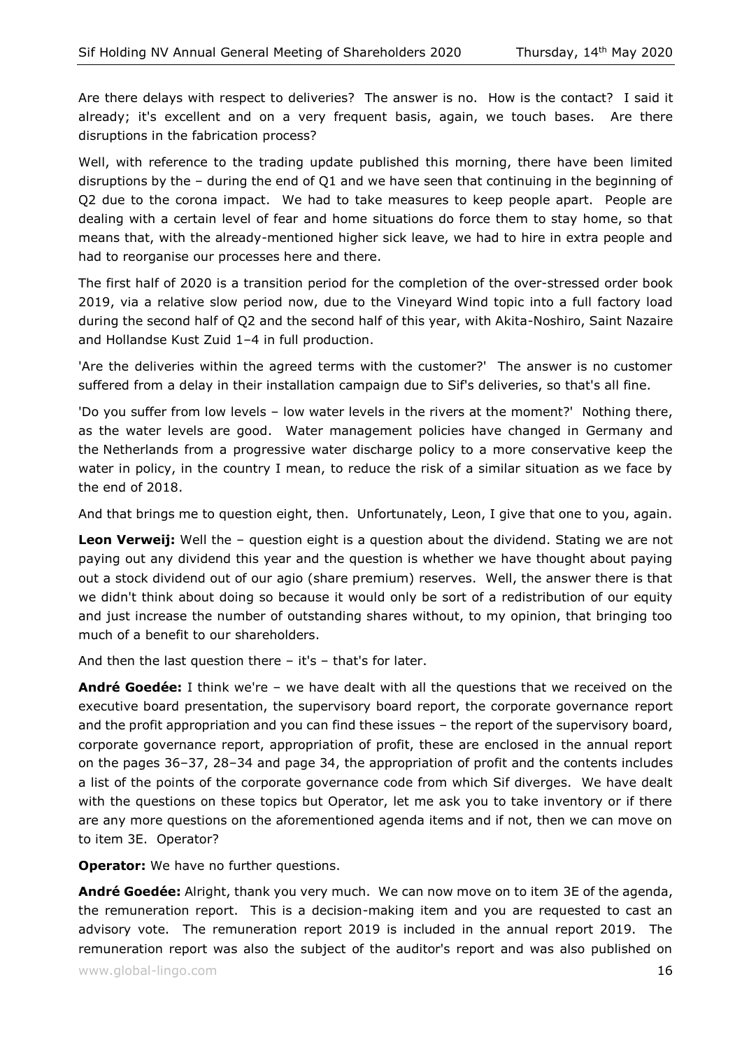Are there delays with respect to deliveries? The answer is no. How is the contact? I said it already; it's excellent and on a very frequent basis, again, we touch bases. Are there disruptions in the fabrication process?

Well, with reference to the trading update published this morning, there have been limited disruptions by the – during the end of Q1 and we have seen that continuing in the beginning of Q2 due to the corona impact. We had to take measures to keep people apart. People are dealing with a certain level of fear and home situations do force them to stay home, so that means that, with the already-mentioned higher sick leave, we had to hire in extra people and had to reorganise our processes here and there.

The first half of 2020 is a transition period for the completion of the over-stressed order book 2019, via a relative slow period now, due to the Vineyard Wind topic into a full factory load during the second half of Q2 and the second half of this year, with Akita-Noshiro, Saint Nazaire and Hollandse Kust Zuid 1–4 in full production.

'Are the deliveries within the agreed terms with the customer?' The answer is no customer suffered from a delay in their installation campaign due to Sif's deliveries, so that's all fine.

'Do you suffer from low levels – low water levels in the rivers at the moment?' Nothing there, as the water levels are good. Water management policies have changed in Germany and the Netherlands from a progressive water discharge policy to a more conservative keep the water in policy, in the country I mean, to reduce the risk of a similar situation as we face by the end of 2018.

And that brings me to question eight, then. Unfortunately, Leon, I give that one to you, again.

**Leon Verweij:** Well the – question eight is a question about the dividend. Stating we are not paying out any dividend this year and the question is whether we have thought about paying out a stock dividend out of our agio (share premium) reserves. Well, the answer there is that we didn't think about doing so because it would only be sort of a redistribution of our equity and just increase the number of outstanding shares without, to my opinion, that bringing too much of a benefit to our shareholders.

And then the last question there – it's – that's for later.

**André Goedée:** I think we're – we have dealt with all the questions that we received on the executive board presentation, the supervisory board report, the corporate governance report and the profit appropriation and you can find these issues – the report of the supervisory board, corporate governance report, appropriation of profit, these are enclosed in the annual report on the pages 36–37, 28–34 and page 34, the appropriation of profit and the contents includes a list of the points of the corporate governance code from which Sif diverges. We have dealt with the questions on these topics but Operator, let me ask you to take inventory or if there are any more questions on the aforementioned agenda items and if not, then we can move on to item 3E. Operator?

**Operator:** We have no further questions.

**André Goedée:** Alright, thank you very much. We can now move on to item 3E of the agenda, the remuneration report. This is a decision-making item and you are requested to cast an advisory vote. The remuneration report 2019 is included in the annual report 2019. The remuneration report was also the subject of the auditor's report and was also published on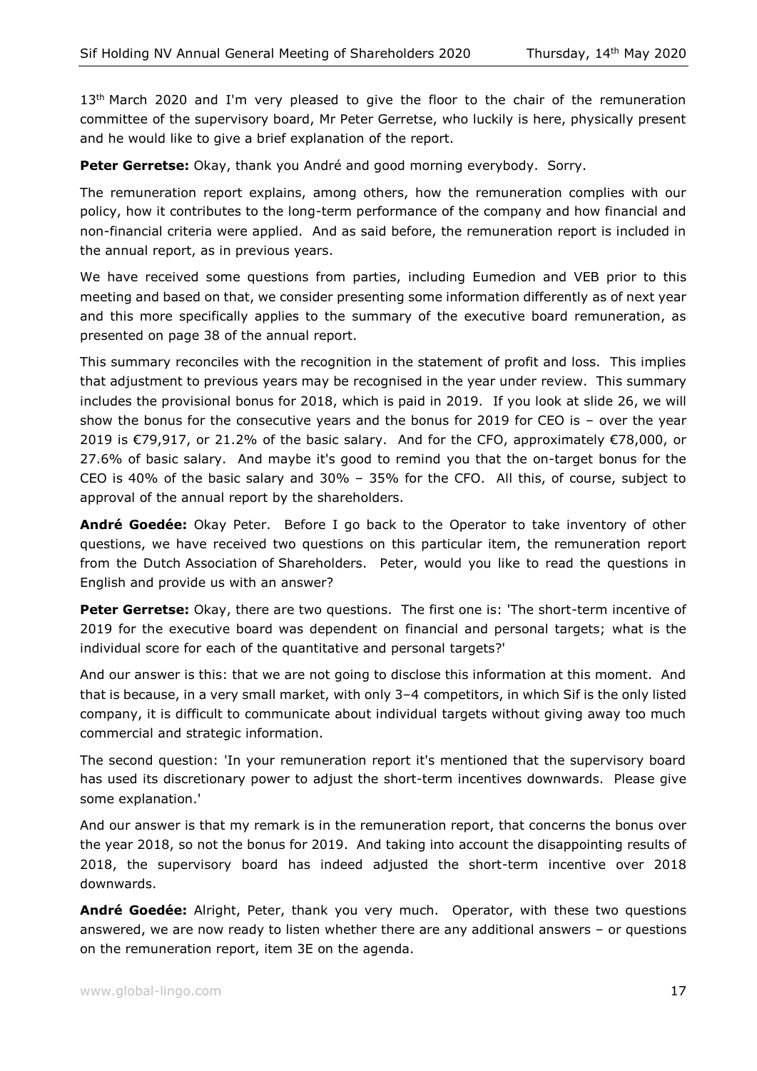13th March 2020 and I'm very pleased to give the floor to the chair of the remuneration committee of the supervisory board, Mr Peter Gerretse, who luckily is here, physically present and he would like to give a brief explanation of the report.

**Peter Gerretse:** Okay, thank you André and good morning everybody. Sorry.

The remuneration report explains, among others, how the remuneration complies with our policy, how it contributes to the long-term performance of the company and how financial and non-financial criteria were applied. And as said before, the remuneration report is included in the annual report, as in previous years.

We have received some questions from parties, including Eumedion and VEB prior to this meeting and based on that, we consider presenting some information differently as of next year and this more specifically applies to the summary of the executive board remuneration, as presented on page 38 of the annual report.

This summary reconciles with the recognition in the statement of profit and loss. This implies that adjustment to previous years may be recognised in the year under review. This summary includes the provisional bonus for 2018, which is paid in 2019. If you look at slide 26, we will show the bonus for the consecutive years and the bonus for 2019 for CEO is – over the year 2019 is €79,917, or 21.2% of the basic salary. And for the CFO, approximately €78,000, or 27.6% of basic salary. And maybe it's good to remind you that the on-target bonus for the CEO is 40% of the basic salary and 30% – 35% for the CFO. All this, of course, subject to approval of the annual report by the shareholders.

**André Goedée:** Okay Peter. Before I go back to the Operator to take inventory of other questions, we have received two questions on this particular item, the remuneration report from the Dutch Association of Shareholders. Peter, would you like to read the questions in English and provide us with an answer?

**Peter Gerretse:** Okay, there are two questions. The first one is: 'The short-term incentive of 2019 for the executive board was dependent on financial and personal targets; what is the individual score for each of the quantitative and personal targets?'

And our answer is this: that we are not going to disclose this information at this moment. And that is because, in a very small market, with only 3–4 competitors, in which Sif is the only listed company, it is difficult to communicate about individual targets without giving away too much commercial and strategic information.

The second question: 'In your remuneration report it's mentioned that the supervisory board has used its discretionary power to adjust the short-term incentives downwards. Please give some explanation.'

And our answer is that my remark is in the remuneration report, that concerns the bonus over the year 2018, so not the bonus for 2019. And taking into account the disappointing results of 2018, the supervisory board has indeed adjusted the short-term incentive over 2018 downwards.

**André Goedée:** Alright, Peter, thank you very much. Operator, with these two questions answered, we are now ready to listen whether there are any additional answers – or questions on the remuneration report, item 3E on the agenda.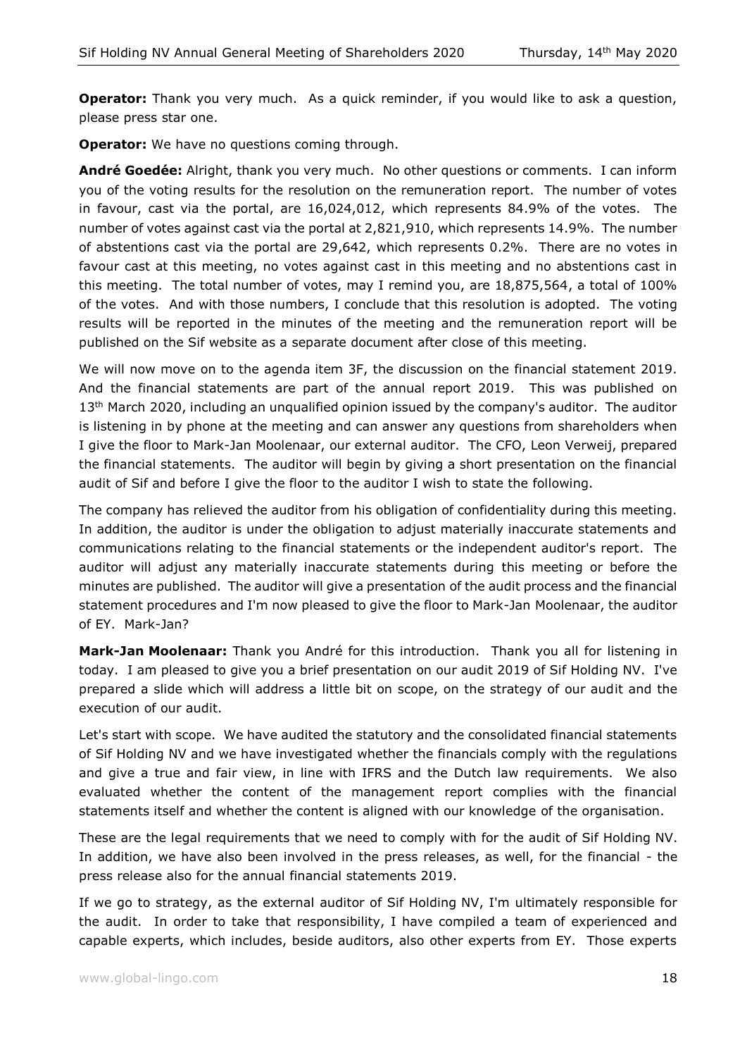**Operator:** Thank you very much. As a quick reminder, if you would like to ask a question, please press star one.

**Operator:** We have no questions coming through.

**André Goedée:** Alright, thank you very much. No other questions or comments. I can inform you of the voting results for the resolution on the remuneration report. The number of votes in favour, cast via the portal, are 16,024,012, which represents 84.9% of the votes. The number of votes against cast via the portal at 2,821,910, which represents 14.9%. The number of abstentions cast via the portal are 29,642, which represents 0.2%. There are no votes in favour cast at this meeting, no votes against cast in this meeting and no abstentions cast in this meeting. The total number of votes, may I remind you, are 18,875,564, a total of 100% of the votes. And with those numbers, I conclude that this resolution is adopted. The voting results will be reported in the minutes of the meeting and the remuneration report will be published on the Sif website as a separate document after close of this meeting.

We will now move on to the agenda item 3F, the discussion on the financial statement 2019. And the financial statements are part of the annual report 2019. This was published on 13th March 2020, including an unqualified opinion issued by the company's auditor. The auditor is listening in by phone at the meeting and can answer any questions from shareholders when I give the floor to Mark-Jan Moolenaar, our external auditor. The CFO, Leon Verweij, prepared the financial statements. The auditor will begin by giving a short presentation on the financial audit of Sif and before I give the floor to the auditor I wish to state the following.

The company has relieved the auditor from his obligation of confidentiality during this meeting. In addition, the auditor is under the obligation to adjust materially inaccurate statements and communications relating to the financial statements or the independent auditor's report. The auditor will adjust any materially inaccurate statements during this meeting or before the minutes are published. The auditor will give a presentation of the audit process and the financial statement procedures and I'm now pleased to give the floor to Mark-Jan Moolenaar, the auditor of EY. Mark-Jan?

**Mark-Jan Moolenaar:** Thank you André for this introduction. Thank you all for listening in today. I am pleased to give you a brief presentation on our audit 2019 of Sif Holding NV. I've prepared a slide which will address a little bit on scope, on the strategy of our audit and the execution of our audit.

Let's start with scope. We have audited the statutory and the consolidated financial statements of Sif Holding NV and we have investigated whether the financials comply with the regulations and give a true and fair view, in line with IFRS and the Dutch law requirements. We also evaluated whether the content of the management report complies with the financial statements itself and whether the content is aligned with our knowledge of the organisation.

These are the legal requirements that we need to comply with for the audit of Sif Holding NV. In addition, we have also been involved in the press releases, as well, for the financial - the press release also for the annual financial statements 2019.

If we go to strategy, as the external auditor of Sif Holding NV, I'm ultimately responsible for the audit. In order to take that responsibility, I have compiled a team of experienced and capable experts, which includes, beside auditors, also other experts from EY. Those experts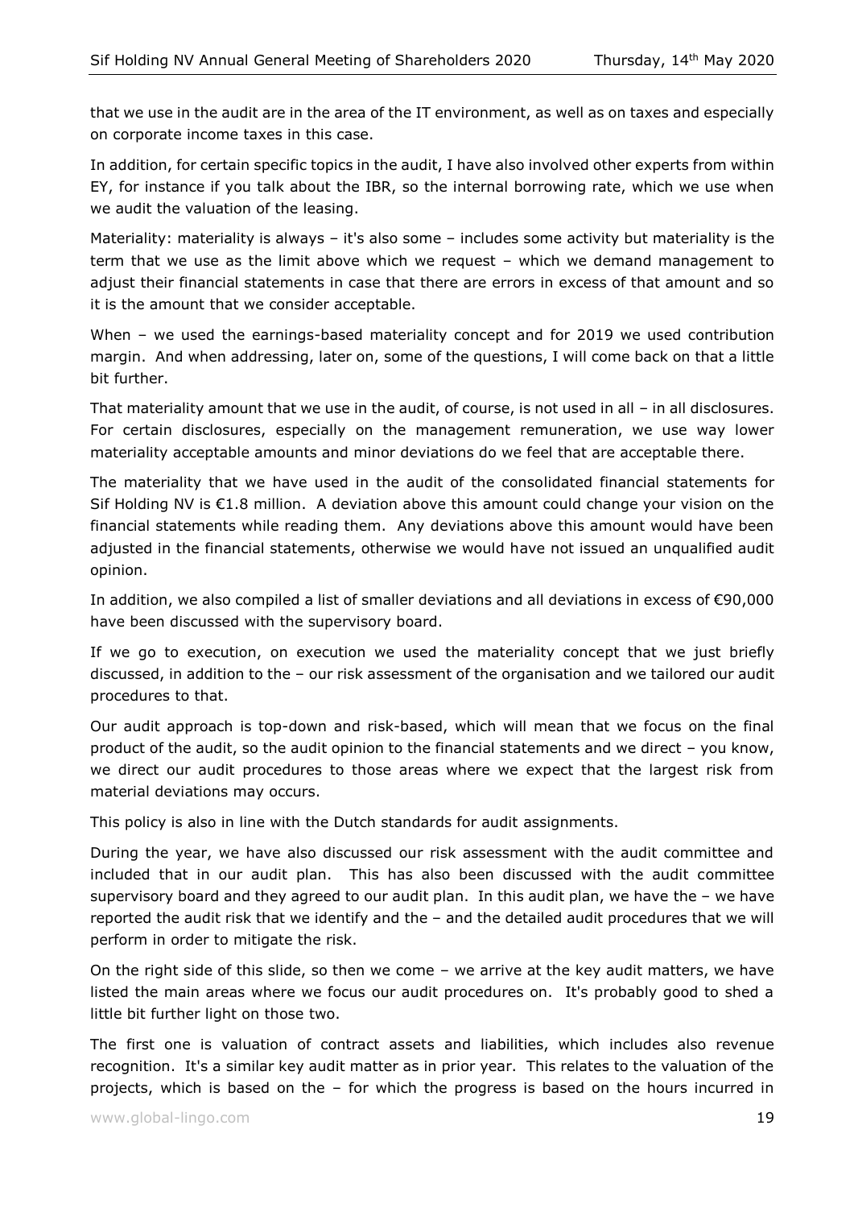that we use in the audit are in the area of the IT environment, as well as on taxes and especially on corporate income taxes in this case.

In addition, for certain specific topics in the audit, I have also involved other experts from within EY, for instance if you talk about the IBR, so the internal borrowing rate, which we use when we audit the valuation of the leasing.

Materiality: materiality is always – it's also some – includes some activity but materiality is the term that we use as the limit above which we request – which we demand management to adjust their financial statements in case that there are errors in excess of that amount and so it is the amount that we consider acceptable.

When – we used the earnings-based materiality concept and for 2019 we used contribution margin. And when addressing, later on, some of the questions, I will come back on that a little bit further.

That materiality amount that we use in the audit, of course, is not used in all – in all disclosures. For certain disclosures, especially on the management remuneration, we use way lower materiality acceptable amounts and minor deviations do we feel that are acceptable there.

The materiality that we have used in the audit of the consolidated financial statements for Sif Holding NV is €1.8 million. A deviation above this amount could change your vision on the financial statements while reading them. Any deviations above this amount would have been adjusted in the financial statements, otherwise we would have not issued an unqualified audit opinion.

In addition, we also compiled a list of smaller deviations and all deviations in excess of €90,000 have been discussed with the supervisory board.

If we go to execution, on execution we used the materiality concept that we just briefly discussed, in addition to the – our risk assessment of the organisation and we tailored our audit procedures to that.

Our audit approach is top-down and risk-based, which will mean that we focus on the final product of the audit, so the audit opinion to the financial statements and we direct – you know, we direct our audit procedures to those areas where we expect that the largest risk from material deviations may occurs.

This policy is also in line with the Dutch standards for audit assignments.

During the year, we have also discussed our risk assessment with the audit committee and included that in our audit plan. This has also been discussed with the audit committee supervisory board and they agreed to our audit plan. In this audit plan, we have the – we have reported the audit risk that we identify and the – and the detailed audit procedures that we will perform in order to mitigate the risk.

On the right side of this slide, so then we come – we arrive at the key audit matters, we have listed the main areas where we focus our audit procedures on. It's probably good to shed a little bit further light on those two.

The first one is valuation of contract assets and liabilities, which includes also revenue recognition. It's a similar key audit matter as in prior year. This relates to the valuation of the projects, which is based on the – for which the progress is based on the hours incurred in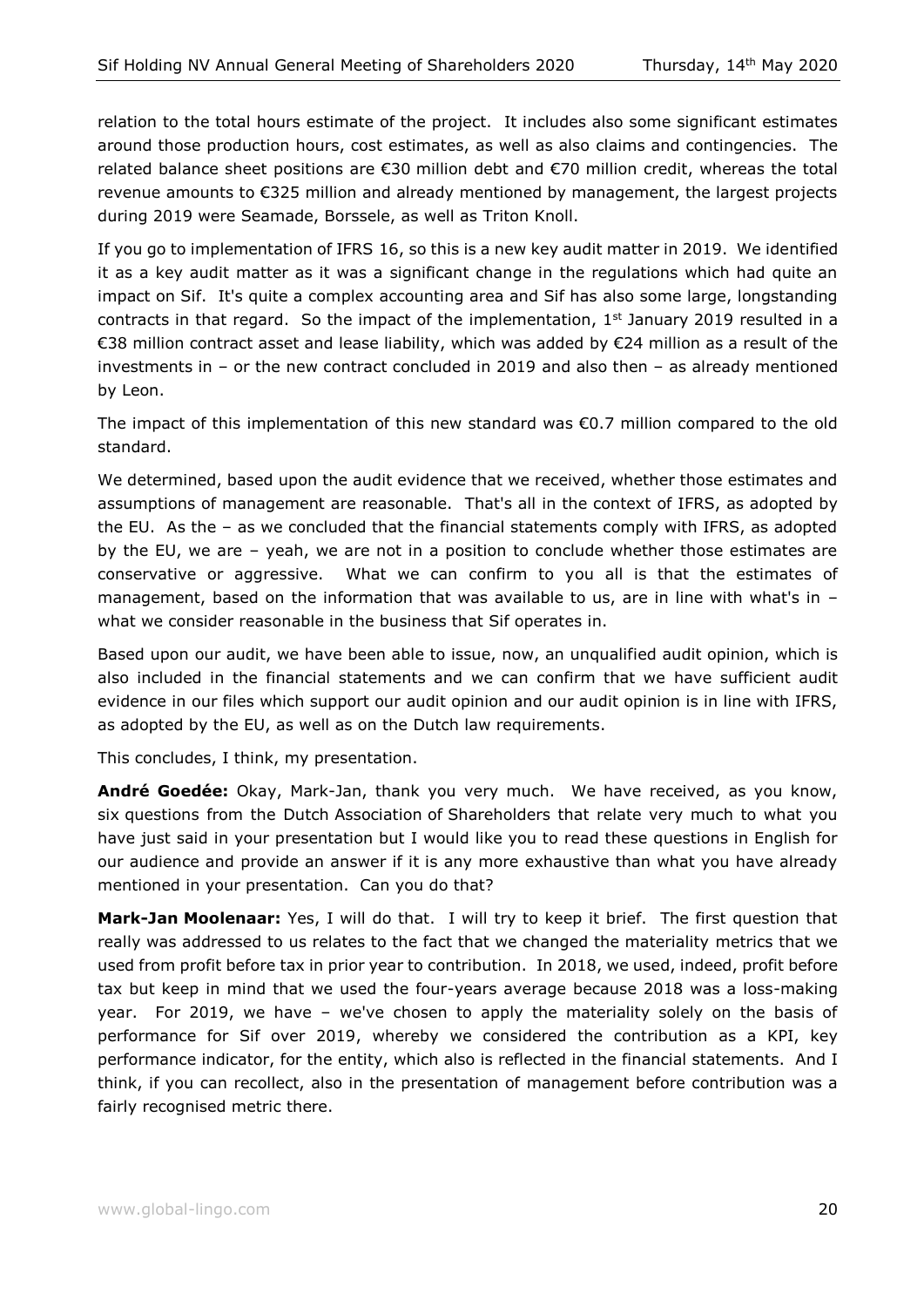relation to the total hours estimate of the project. It includes also some significant estimates around those production hours, cost estimates, as well as also claims and contingencies. The related balance sheet positions are €30 million debt and €70 million credit, whereas the total revenue amounts to €325 million and already mentioned by management, the largest projects during 2019 were Seamade, Borssele, as well as Triton Knoll.

If you go to implementation of IFRS 16, so this is a new key audit matter in 2019. We identified it as a key audit matter as it was a significant change in the regulations which had quite an impact on Sif. It's quite a complex accounting area and Sif has also some large, longstanding contracts in that regard. So the impact of the implementation, 1st January 2019 resulted in a €38 million contract asset and lease liability, which was added by €24 million as a result of the investments in – or the new contract concluded in 2019 and also then – as already mentioned by Leon.

The impact of this implementation of this new standard was €0.7 million compared to the old standard.

We determined, based upon the audit evidence that we received, whether those estimates and assumptions of management are reasonable. That's all in the context of IFRS, as adopted by the EU. As the – as we concluded that the financial statements comply with IFRS, as adopted by the EU, we are – yeah, we are not in a position to conclude whether those estimates are conservative or aggressive. What we can confirm to you all is that the estimates of management, based on the information that was available to us, are in line with what's in – what we consider reasonable in the business that Sif operates in.

Based upon our audit, we have been able to issue, now, an unqualified audit opinion, which is also included in the financial statements and we can confirm that we have sufficient audit evidence in our files which support our audit opinion and our audit opinion is in line with IFRS, as adopted by the EU, as well as on the Dutch law requirements.

This concludes, I think, my presentation.

**André Goedée:** Okay, Mark-Jan, thank you very much. We have received, as you know, six questions from the Dutch Association of Shareholders that relate very much to what you have just said in your presentation but I would like you to read these questions in English for our audience and provide an answer if it is any more exhaustive than what you have already mentioned in your presentation. Can you do that?

**Mark-Jan Moolenaar:** Yes, I will do that. I will try to keep it brief. The first question that really was addressed to us relates to the fact that we changed the materiality metrics that we used from profit before tax in prior year to contribution. In 2018, we used, indeed, profit before tax but keep in mind that we used the four-years average because 2018 was a loss-making year. For 2019, we have – we've chosen to apply the materiality solely on the basis of performance for Sif over 2019, whereby we considered the contribution as a KPI, key performance indicator, for the entity, which also is reflected in the financial statements. And I think, if you can recollect, also in the presentation of management before contribution was a fairly recognised metric there.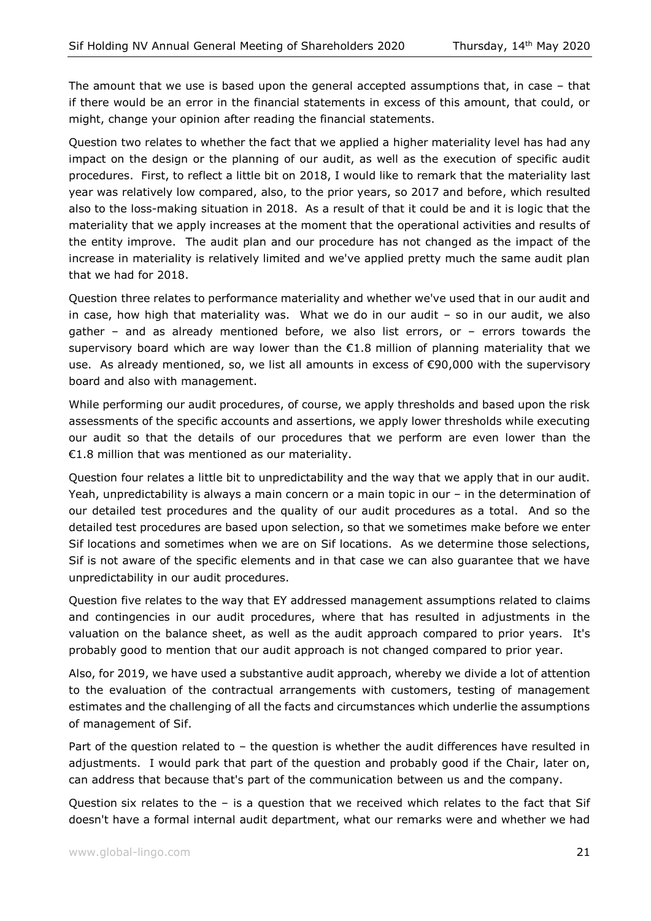The amount that we use is based upon the general accepted assumptions that, in case – that if there would be an error in the financial statements in excess of this amount, that could, or might, change your opinion after reading the financial statements.

Question two relates to whether the fact that we applied a higher materiality level has had any impact on the design or the planning of our audit, as well as the execution of specific audit procedures. First, to reflect a little bit on 2018, I would like to remark that the materiality last year was relatively low compared, also, to the prior years, so 2017 and before, which resulted also to the loss-making situation in 2018. As a result of that it could be and it is logic that the materiality that we apply increases at the moment that the operational activities and results of the entity improve. The audit plan and our procedure has not changed as the impact of the increase in materiality is relatively limited and we've applied pretty much the same audit plan that we had for 2018.

Question three relates to performance materiality and whether we've used that in our audit and in case, how high that materiality was. What we do in our audit – so in our audit, we also gather – and as already mentioned before, we also list errors, or – errors towards the supervisory board which are way lower than the €1.8 million of planning materiality that we use. As already mentioned, so, we list all amounts in excess of €90,000 with the supervisory board and also with management.

While performing our audit procedures, of course, we apply thresholds and based upon the risk assessments of the specific accounts and assertions, we apply lower thresholds while executing our audit so that the details of our procedures that we perform are even lower than the €1.8 million that was mentioned as our materiality.

Question four relates a little bit to unpredictability and the way that we apply that in our audit. Yeah, unpredictability is always a main concern or a main topic in our – in the determination of our detailed test procedures and the quality of our audit procedures as a total. And so the detailed test procedures are based upon selection, so that we sometimes make before we enter Sif locations and sometimes when we are on Sif locations. As we determine those selections, Sif is not aware of the specific elements and in that case we can also guarantee that we have unpredictability in our audit procedures.

Question five relates to the way that EY addressed management assumptions related to claims and contingencies in our audit procedures, where that has resulted in adjustments in the valuation on the balance sheet, as well as the audit approach compared to prior years. It's probably good to mention that our audit approach is not changed compared to prior year.

Also, for 2019, we have used a substantive audit approach, whereby we divide a lot of attention to the evaluation of the contractual arrangements with customers, testing of management estimates and the challenging of all the facts and circumstances which underlie the assumptions of management of Sif.

Part of the question related to – the question is whether the audit differences have resulted in adjustments. I would park that part of the question and probably good if the Chair, later on, can address that because that's part of the communication between us and the company.

Question six relates to the – is a question that we received which relates to the fact that Sif doesn't have a formal internal audit department, what our remarks were and whether we had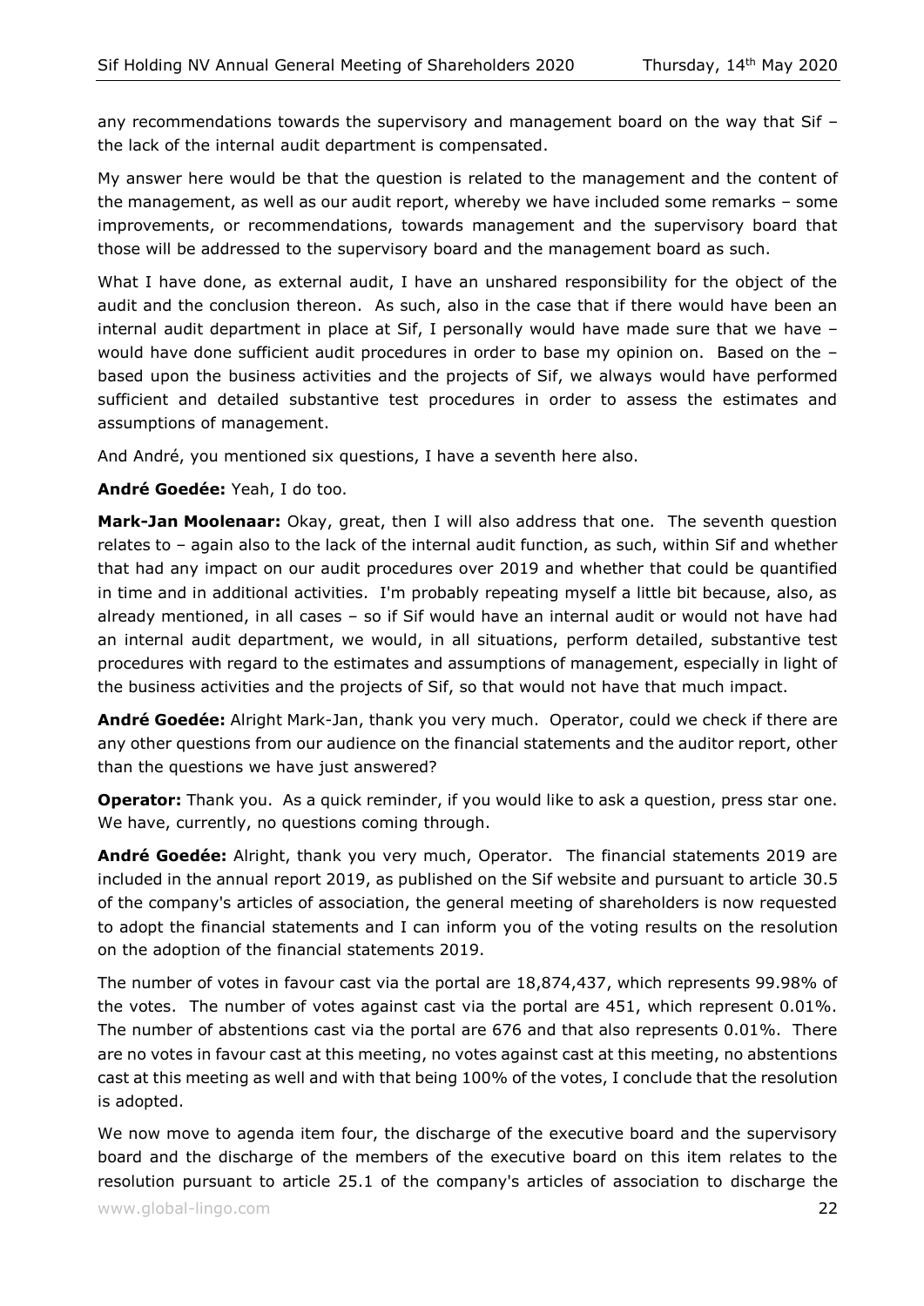any recommendations towards the supervisory and management board on the way that Sif – the lack of the internal audit department is compensated.

My answer here would be that the question is related to the management and the content of the management, as well as our audit report, whereby we have included some remarks – some improvements, or recommendations, towards management and the supervisory board that those will be addressed to the supervisory board and the management board as such.

What I have done, as external audit, I have an unshared responsibility for the object of the audit and the conclusion thereon. As such, also in the case that if there would have been an internal audit department in place at Sif, I personally would have made sure that we have – would have done sufficient audit procedures in order to base my opinion on. Based on the – based upon the business activities and the projects of Sif, we always would have performed sufficient and detailed substantive test procedures in order to assess the estimates and assumptions of management.

And André, you mentioned six questions, I have a seventh here also.

**André Goedée:** Yeah, I do too.

**Mark-Jan Moolenaar:** Okay, great, then I will also address that one. The seventh question relates to – again also to the lack of the internal audit function, as such, within Sif and whether that had any impact on our audit procedures over 2019 and whether that could be quantified in time and in additional activities. I'm probably repeating myself a little bit because, also, as already mentioned, in all cases – so if Sif would have an internal audit or would not have had an internal audit department, we would, in all situations, perform detailed, substantive test procedures with regard to the estimates and assumptions of management, especially in light of the business activities and the projects of Sif, so that would not have that much impact.

**André Goedée:** Alright Mark-Jan, thank you very much. Operator, could we check if there are any other questions from our audience on the financial statements and the auditor report, other than the questions we have just answered?

**Operator:** Thank you. As a quick reminder, if you would like to ask a question, press star one. We have, currently, no questions coming through.

**André Goedée:** Alright, thank you very much, Operator. The financial statements 2019 are included in the annual report 2019, as published on the Sif website and pursuant to article 30.5 of the company's articles of association, the general meeting of shareholders is now requested to adopt the financial statements and I can inform you of the voting results on the resolution on the adoption of the financial statements 2019.

The number of votes in favour cast via the portal are 18,874,437, which represents 99.98% of the votes. The number of votes against cast via the portal are 451, which represent 0.01%. The number of abstentions cast via the portal are 676 and that also represents 0.01%. There are no votes in favour cast at this meeting, no votes against cast at this meeting, no abstentions cast at this meeting as well and with that being 100% of the votes, I conclude that the resolution is adopted.

We now move to agenda item four, the discharge of the executive board and the supervisory board and the discharge of the members of the executive board on this item relates to the resolution pursuant to article 25.1 of the company's articles of association to discharge the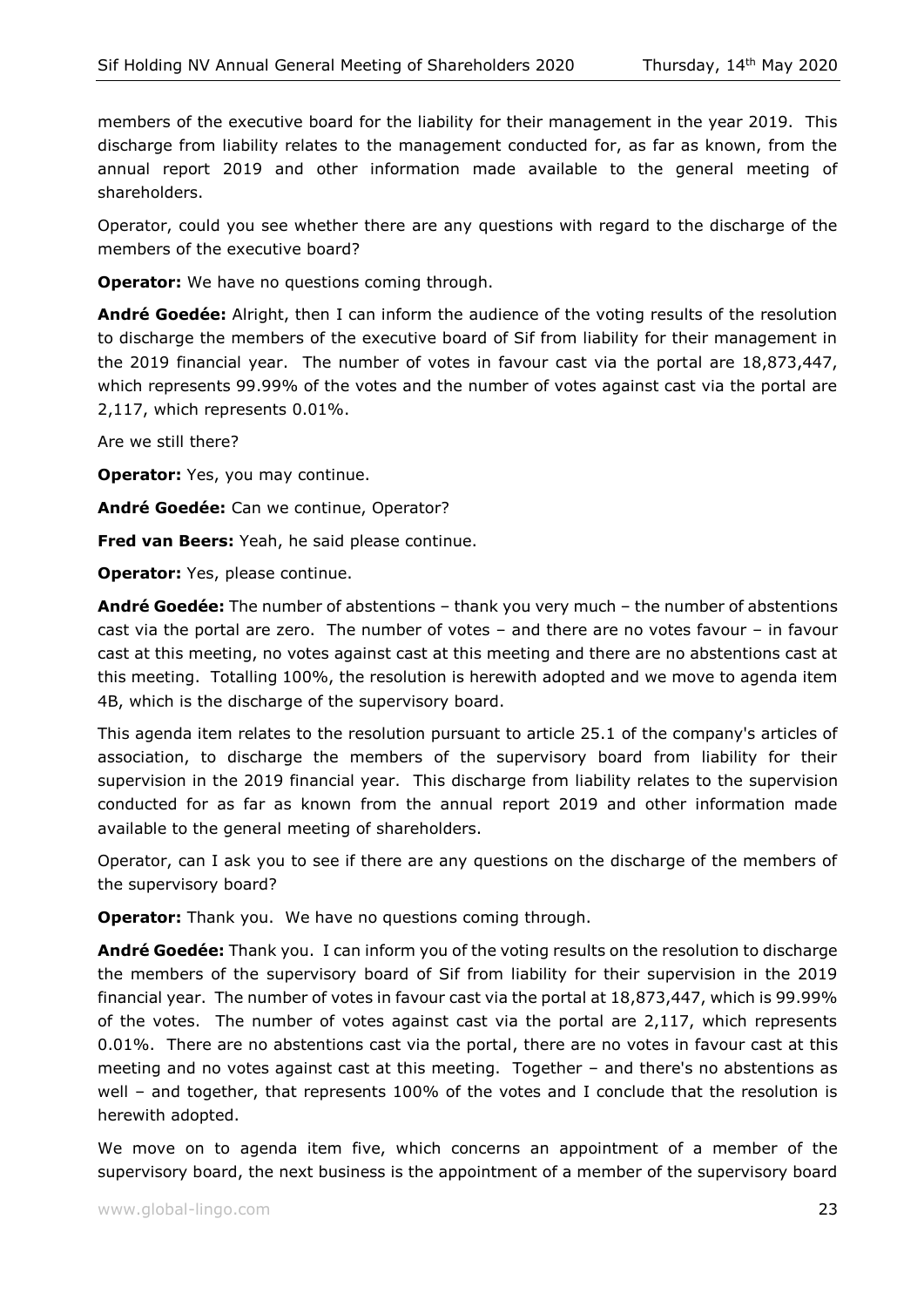members of the executive board for the liability for their management in the year 2019. This discharge from liability relates to the management conducted for, as far as known, from the annual report 2019 and other information made available to the general meeting of shareholders.

Operator, could you see whether there are any questions with regard to the discharge of the members of the executive board?

**Operator:** We have no questions coming through.

**André Goedée:** Alright, then I can inform the audience of the voting results of the resolution to discharge the members of the executive board of Sif from liability for their management in the 2019 financial year. The number of votes in favour cast via the portal are 18,873,447, which represents 99.99% of the votes and the number of votes against cast via the portal are 2,117, which represents 0.01%.

Are we still there?

**Operator:** Yes, you may continue.

**André Goedée:** Can we continue, Operator?

**Fred van Beers:** Yeah, he said please continue.

**Operator:** Yes, please continue.

**André Goedée:** The number of abstentions – thank you very much – the number of abstentions cast via the portal are zero. The number of votes – and there are no votes favour – in favour cast at this meeting, no votes against cast at this meeting and there are no abstentions cast at this meeting. Totalling 100%, the resolution is herewith adopted and we move to agenda item 4B, which is the discharge of the supervisory board.

This agenda item relates to the resolution pursuant to article 25.1 of the company's articles of association, to discharge the members of the supervisory board from liability for their supervision in the 2019 financial year. This discharge from liability relates to the supervision conducted for as far as known from the annual report 2019 and other information made available to the general meeting of shareholders.

Operator, can I ask you to see if there are any questions on the discharge of the members of the supervisory board?

**Operator:** Thank you. We have no questions coming through.

**André Goedée:** Thank you. I can inform you of the voting results on the resolution to discharge the members of the supervisory board of Sif from liability for their supervision in the 2019 financial year. The number of votes in favour cast via the portal at 18,873,447, which is 99.99% of the votes. The number of votes against cast via the portal are 2,117, which represents 0.01%. There are no abstentions cast via the portal, there are no votes in favour cast at this meeting and no votes against cast at this meeting. Together – and there's no abstentions as well – and together, that represents 100% of the votes and I conclude that the resolution is herewith adopted.

We move on to agenda item five, which concerns an appointment of a member of the supervisory board, the next business is the appointment of a member of the supervisory board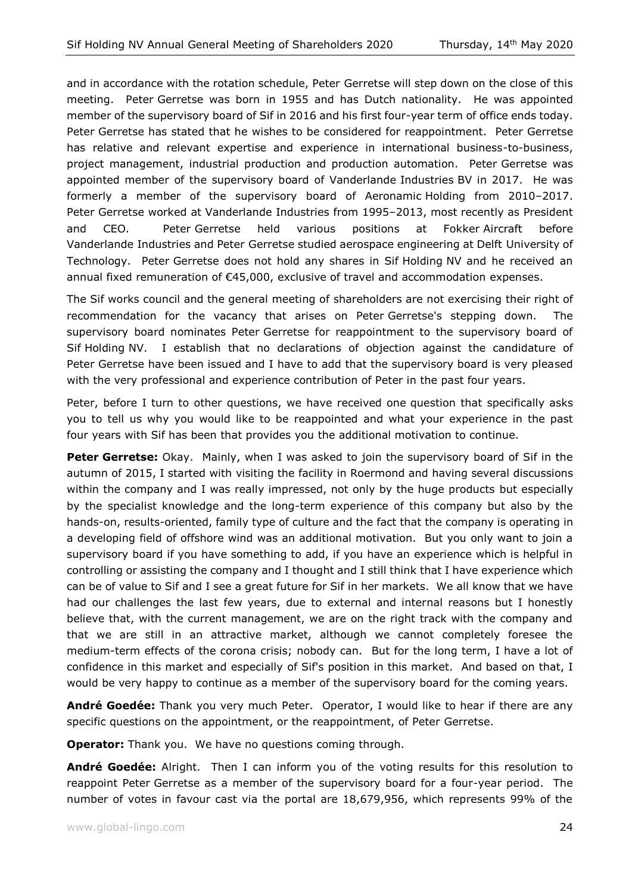and in accordance with the rotation schedule, Peter Gerretse will step down on the close of this meeting. Peter Gerretse was born in 1955 and has Dutch nationality. He was appointed member of the supervisory board of Sif in 2016 and his first four-year term of office ends today. Peter Gerretse has stated that he wishes to be considered for reappointment. Peter Gerretse has relative and relevant expertise and experience in international business-to-business, project management, industrial production and production automation. Peter Gerretse was appointed member of the supervisory board of Vanderlande Industries BV in 2017. He was formerly a member of the supervisory board of Aeronamic Holding from 2010–2017. Peter Gerretse worked at Vanderlande Industries from 1995–2013, most recently as President and CEO. Peter Gerretse held various positions at Fokker Aircraft before Vanderlande Industries and Peter Gerretse studied aerospace engineering at Delft University of Technology. Peter Gerretse does not hold any shares in Sif Holding NV and he received an annual fixed remuneration of €45,000, exclusive of travel and accommodation expenses.

The Sif works council and the general meeting of shareholders are not exercising their right of recommendation for the vacancy that arises on Peter Gerretse's stepping down. The supervisory board nominates Peter Gerretse for reappointment to the supervisory board of Sif Holding NV. I establish that no declarations of objection against the candidature of Peter Gerretse have been issued and I have to add that the supervisory board is very pleased with the very professional and experience contribution of Peter in the past four years.

Peter, before I turn to other questions, we have received one question that specifically asks you to tell us why you would like to be reappointed and what your experience in the past four years with Sif has been that provides you the additional motivation to continue.

**Peter Gerretse:** Okay. Mainly, when I was asked to join the supervisory board of Sif in the autumn of 2015, I started with visiting the facility in Roermond and having several discussions within the company and I was really impressed, not only by the huge products but especially by the specialist knowledge and the long-term experience of this company but also by the hands-on, results-oriented, family type of culture and the fact that the company is operating in a developing field of offshore wind was an additional motivation. But you only want to join a supervisory board if you have something to add, if you have an experience which is helpful in controlling or assisting the company and I thought and I still think that I have experience which can be of value to Sif and I see a great future for Sif in her markets. We all know that we have had our challenges the last few years, due to external and internal reasons but I honestly believe that, with the current management, we are on the right track with the company and that we are still in an attractive market, although we cannot completely foresee the medium-term effects of the corona crisis; nobody can. But for the long term, I have a lot of confidence in this market and especially of Sif's position in this market. And based on that, I would be very happy to continue as a member of the supervisory board for the coming years.

**André Goedée:** Thank you very much Peter. Operator, I would like to hear if there are any specific questions on the appointment, or the reappointment, of Peter Gerretse.

**Operator:** Thank you. We have no questions coming through.

**André Goedée:** Alright. Then I can inform you of the voting results for this resolution to reappoint Peter Gerretse as a member of the supervisory board for a four-year period. The number of votes in favour cast via the portal are 18,679,956, which represents 99% of the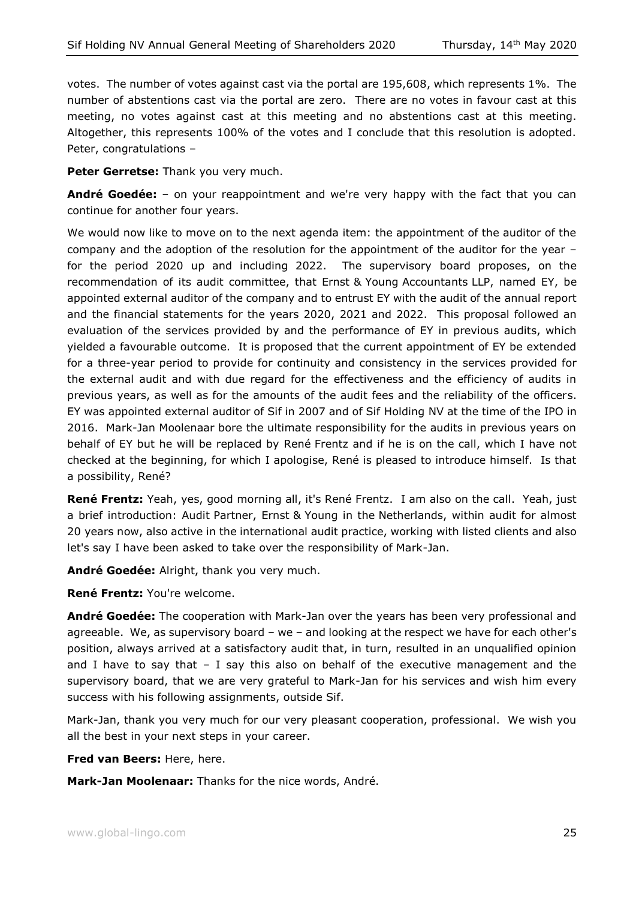votes. The number of votes against cast via the portal are 195,608, which represents 1%. The number of abstentions cast via the portal are zero. There are no votes in favour cast at this meeting, no votes against cast at this meeting and no abstentions cast at this meeting. Altogether, this represents 100% of the votes and I conclude that this resolution is adopted. Peter, congratulations –

**Peter Gerretse:** Thank you very much.

**André Goedée:** – on your reappointment and we're very happy with the fact that you can continue for another four years.

We would now like to move on to the next agenda item: the appointment of the auditor of the company and the adoption of the resolution for the appointment of the auditor for the year – for the period 2020 up and including 2022. The supervisory board proposes, on the recommendation of its audit committee, that Ernst & Young Accountants LLP, named EY, be appointed external auditor of the company and to entrust EY with the audit of the annual report and the financial statements for the years 2020, 2021 and 2022. This proposal followed an evaluation of the services provided by and the performance of EY in previous audits, which yielded a favourable outcome. It is proposed that the current appointment of EY be extended for a three-year period to provide for continuity and consistency in the services provided for the external audit and with due regard for the effectiveness and the efficiency of audits in previous years, as well as for the amounts of the audit fees and the reliability of the officers. EY was appointed external auditor of Sif in 2007 and of Sif Holding NV at the time of the IPO in 2016. Mark-Jan Moolenaar bore the ultimate responsibility for the audits in previous years on behalf of EY but he will be replaced by René Frentz and if he is on the call, which I have not checked at the beginning, for which I apologise, René is pleased to introduce himself. Is that a possibility, René?

**René Frentz:** Yeah, yes, good morning all, it's René Frentz. I am also on the call. Yeah, just a brief introduction: Audit Partner, Ernst & Young in the Netherlands, within audit for almost 20 years now, also active in the international audit practice, working with listed clients and also let's say I have been asked to take over the responsibility of Mark-Jan.

**André Goedée:** Alright, thank you very much.

**René Frentz:** You're welcome.

**André Goedée:** The cooperation with Mark-Jan over the years has been very professional and agreeable. We, as supervisory board – we – and looking at the respect we have for each other's position, always arrived at a satisfactory audit that, in turn, resulted in an unqualified opinion and I have to say that – I say this also on behalf of the executive management and the supervisory board, that we are very grateful to Mark-Jan for his services and wish him every success with his following assignments, outside Sif.

Mark-Jan, thank you very much for our very pleasant cooperation, professional. We wish you all the best in your next steps in your career.

**Fred van Beers:** Here, here.

**Mark-Jan Moolenaar:** Thanks for the nice words, André.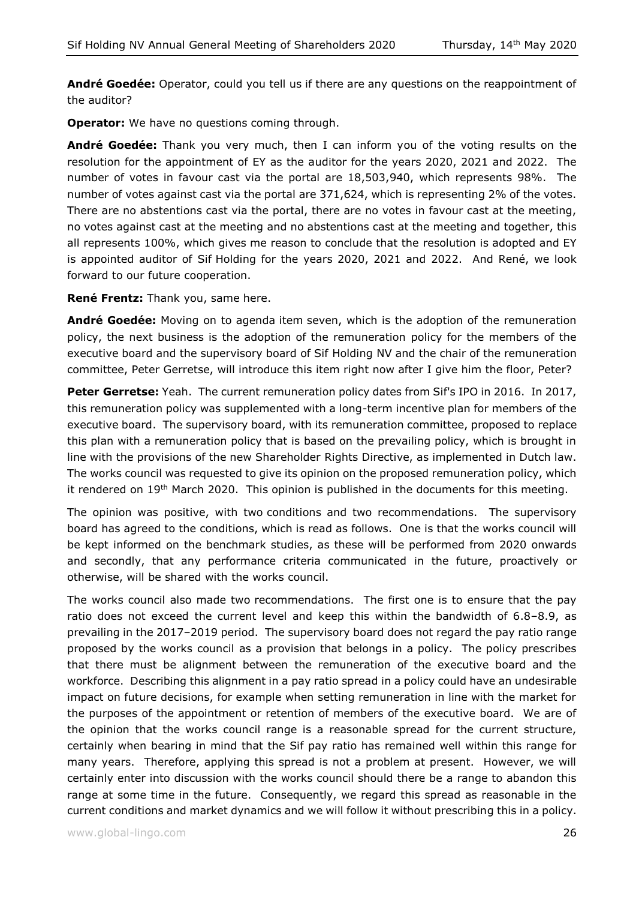**André Goedée:** Operator, could you tell us if there are any questions on the reappointment of the auditor?

**Operator:** We have no questions coming through.

**André Goedée:** Thank you very much, then I can inform you of the voting results on the resolution for the appointment of EY as the auditor for the years 2020, 2021 and 2022. The number of votes in favour cast via the portal are 18,503,940, which represents 98%. The number of votes against cast via the portal are 371,624, which is representing 2% of the votes. There are no abstentions cast via the portal, there are no votes in favour cast at the meeting, no votes against cast at the meeting and no abstentions cast at the meeting and together, this all represents 100%, which gives me reason to conclude that the resolution is adopted and EY is appointed auditor of Sif Holding for the years 2020, 2021 and 2022. And René, we look forward to our future cooperation.

**René Frentz:** Thank you, same here.

**André Goedée:** Moving on to agenda item seven, which is the adoption of the remuneration policy, the next business is the adoption of the remuneration policy for the members of the executive board and the supervisory board of Sif Holding NV and the chair of the remuneration committee, Peter Gerretse, will introduce this item right now after I give him the floor, Peter?

**Peter Gerretse:** Yeah. The current remuneration policy dates from Sif's IPO in 2016. In 2017, this remuneration policy was supplemented with a long-term incentive plan for members of the executive board. The supervisory board, with its remuneration committee, proposed to replace this plan with a remuneration policy that is based on the prevailing policy, which is brought in line with the provisions of the new Shareholder Rights Directive, as implemented in Dutch law. The works council was requested to give its opinion on the proposed remuneration policy, which it rendered on 19th March 2020. This opinion is published in the documents for this meeting.

The opinion was positive, with two conditions and two recommendations. The supervisory board has agreed to the conditions, which is read as follows. One is that the works council will be kept informed on the benchmark studies, as these will be performed from 2020 onwards and secondly, that any performance criteria communicated in the future, proactively or otherwise, will be shared with the works council.

The works council also made two recommendations. The first one is to ensure that the pay ratio does not exceed the current level and keep this within the bandwidth of 6.8–8.9, as prevailing in the 2017–2019 period. The supervisory board does not regard the pay ratio range proposed by the works council as a provision that belongs in a policy. The policy prescribes that there must be alignment between the remuneration of the executive board and the workforce. Describing this alignment in a pay ratio spread in a policy could have an undesirable impact on future decisions, for example when setting remuneration in line with the market for the purposes of the appointment or retention of members of the executive board. We are of the opinion that the works council range is a reasonable spread for the current structure, certainly when bearing in mind that the Sif pay ratio has remained well within this range for many years. Therefore, applying this spread is not a problem at present. However, we will certainly enter into discussion with the works council should there be a range to abandon this range at some time in the future. Consequently, we regard this spread as reasonable in the current conditions and market dynamics and we will follow it without prescribing this in a policy.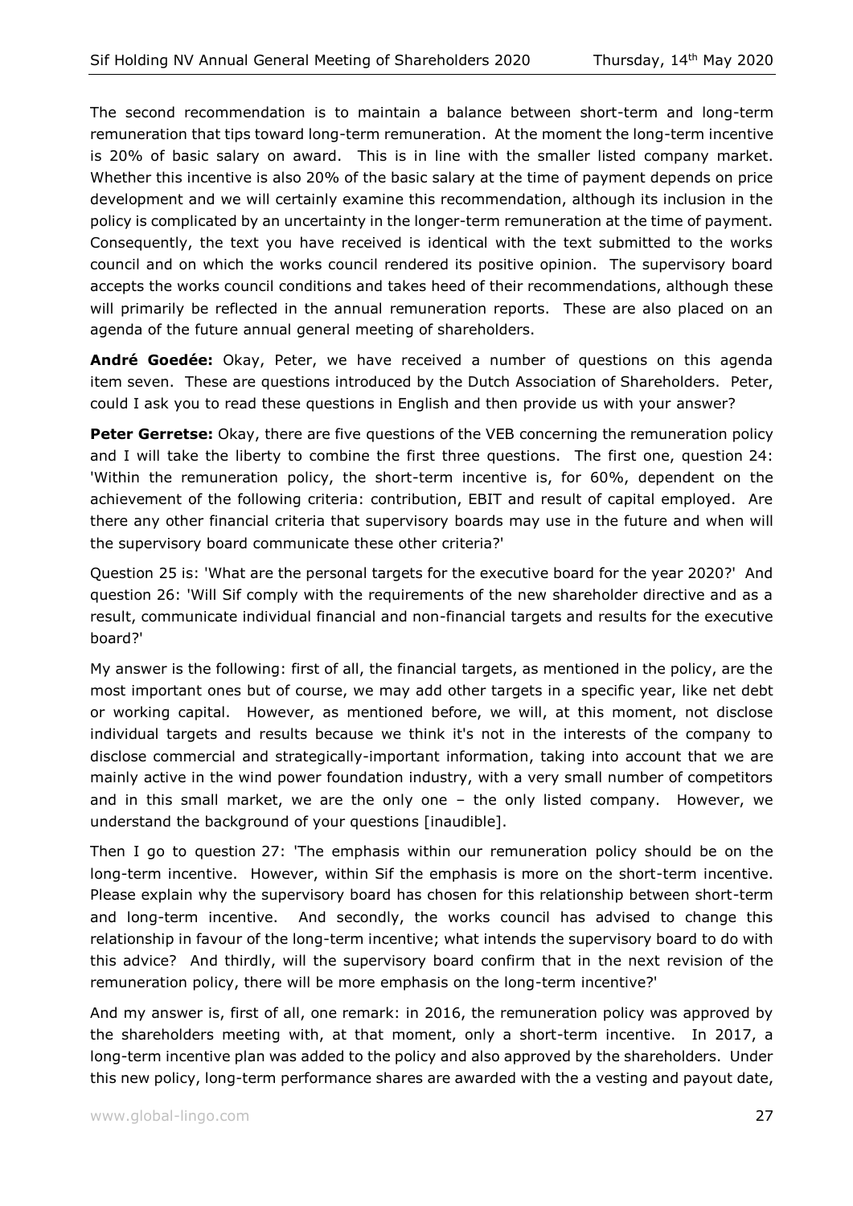The second recommendation is to maintain a balance between short-term and long-term remuneration that tips toward long-term remuneration. At the moment the long-term incentive is 20% of basic salary on award. This is in line with the smaller listed company market. Whether this incentive is also 20% of the basic salary at the time of payment depends on price development and we will certainly examine this recommendation, although its inclusion in the policy is complicated by an uncertainty in the longer-term remuneration at the time of payment. Consequently, the text you have received is identical with the text submitted to the works council and on which the works council rendered its positive opinion. The supervisory board accepts the works council conditions and takes heed of their recommendations, although these will primarily be reflected in the annual remuneration reports. These are also placed on an agenda of the future annual general meeting of shareholders.

**André Goedée:** Okay, Peter, we have received a number of questions on this agenda item seven. These are questions introduced by the Dutch Association of Shareholders. Peter, could I ask you to read these questions in English and then provide us with your answer?

**Peter Gerretse:** Okay, there are five questions of the VEB concerning the remuneration policy and I will take the liberty to combine the first three questions. The first one, question 24: 'Within the remuneration policy, the short-term incentive is, for 60%, dependent on the achievement of the following criteria: contribution, EBIT and result of capital employed. Are there any other financial criteria that supervisory boards may use in the future and when will the supervisory board communicate these other criteria?'

Question 25 is: 'What are the personal targets for the executive board for the year 2020?' And question 26: 'Will Sif comply with the requirements of the new shareholder directive and as a result, communicate individual financial and non-financial targets and results for the executive board?'

My answer is the following: first of all, the financial targets, as mentioned in the policy, are the most important ones but of course, we may add other targets in a specific year, like net debt or working capital. However, as mentioned before, we will, at this moment, not disclose individual targets and results because we think it's not in the interests of the company to disclose commercial and strategically-important information, taking into account that we are mainly active in the wind power foundation industry, with a very small number of competitors and in this small market, we are the only one – the only listed company. However, we understand the background of your questions [inaudible].

Then I go to question 27: 'The emphasis within our remuneration policy should be on the long-term incentive. However, within Sif the emphasis is more on the short-term incentive. Please explain why the supervisory board has chosen for this relationship between short-term and long-term incentive. And secondly, the works council has advised to change this relationship in favour of the long-term incentive; what intends the supervisory board to do with this advice? And thirdly, will the supervisory board confirm that in the next revision of the remuneration policy, there will be more emphasis on the long-term incentive?'

And my answer is, first of all, one remark: in 2016, the remuneration policy was approved by the shareholders meeting with, at that moment, only a short-term incentive. In 2017, a long-term incentive plan was added to the policy and also approved by the shareholders. Under this new policy, long-term performance shares are awarded with the a vesting and payout date,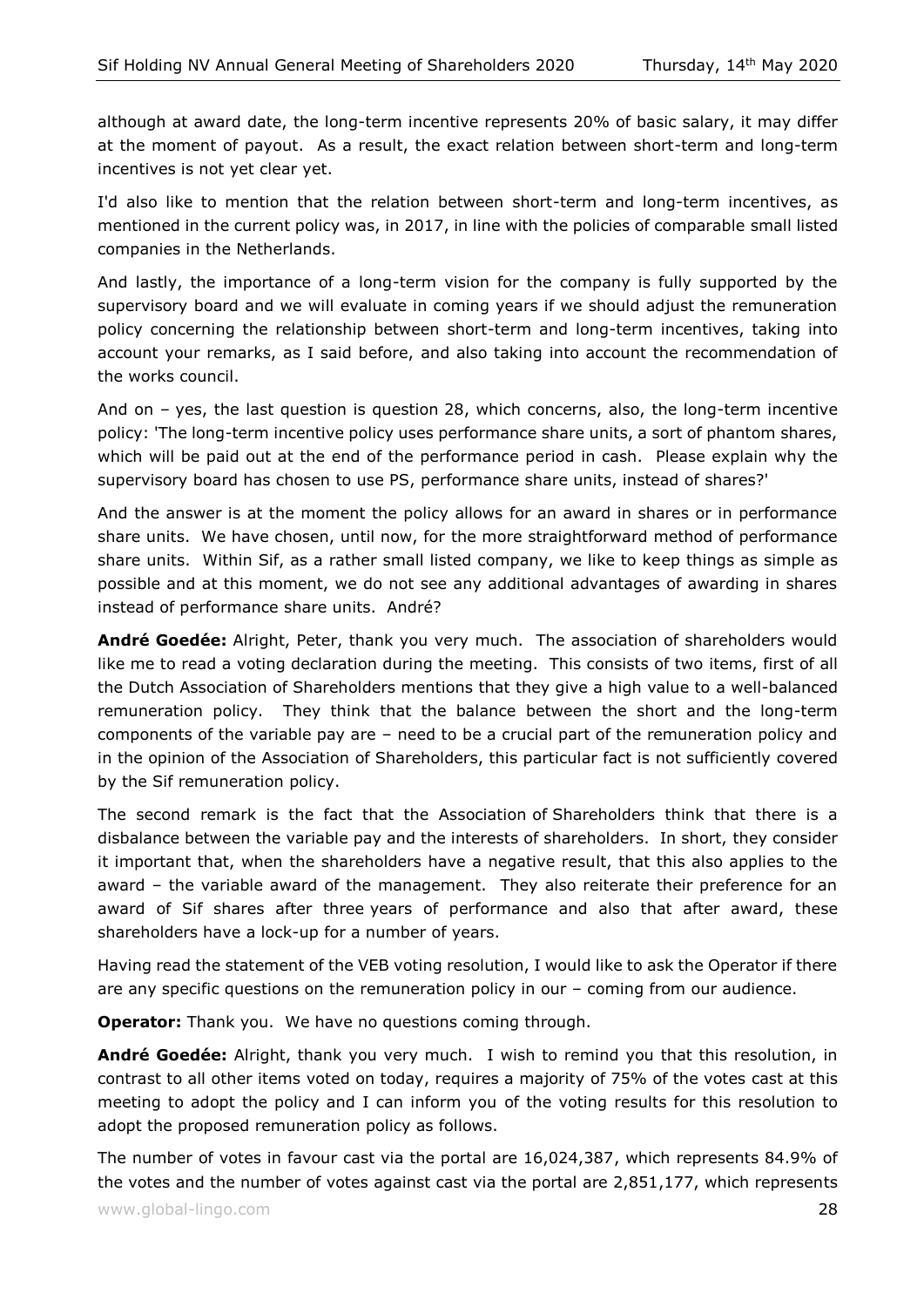although at award date, the long-term incentive represents 20% of basic salary, it may differ at the moment of payout. As a result, the exact relation between short-term and long-term incentives is not yet clear yet.

I'd also like to mention that the relation between short-term and long-term incentives, as mentioned in the current policy was, in 2017, in line with the policies of comparable small listed companies in the Netherlands.

And lastly, the importance of a long-term vision for the company is fully supported by the supervisory board and we will evaluate in coming years if we should adjust the remuneration policy concerning the relationship between short-term and long-term incentives, taking into account your remarks, as I said before, and also taking into account the recommendation of the works council.

And on – yes, the last question is question 28, which concerns, also, the long-term incentive policy: 'The long-term incentive policy uses performance share units, a sort of phantom shares, which will be paid out at the end of the performance period in cash. Please explain why the supervisory board has chosen to use PS, performance share units, instead of shares?'

And the answer is at the moment the policy allows for an award in shares or in performance share units. We have chosen, until now, for the more straightforward method of performance share units. Within Sif, as a rather small listed company, we like to keep things as simple as possible and at this moment, we do not see any additional advantages of awarding in shares instead of performance share units. André?

**André Goedée:** Alright, Peter, thank you very much. The association of shareholders would like me to read a voting declaration during the meeting. This consists of two items, first of all the Dutch Association of Shareholders mentions that they give a high value to a well-balanced remuneration policy. They think that the balance between the short and the long-term components of the variable pay are – need to be a crucial part of the remuneration policy and in the opinion of the Association of Shareholders, this particular fact is not sufficiently covered by the Sif remuneration policy.

The second remark is the fact that the Association of Shareholders think that there is a disbalance between the variable pay and the interests of shareholders. In short, they consider it important that, when the shareholders have a negative result, that this also applies to the award – the variable award of the management. They also reiterate their preference for an award of Sif shares after three years of performance and also that after award, these shareholders have a lock-up for a number of years.

Having read the statement of the VEB voting resolution, I would like to ask the Operator if there are any specific questions on the remuneration policy in our – coming from our audience.

**Operator:** Thank you. We have no questions coming through.

**André Goedée:** Alright, thank you very much. I wish to remind you that this resolution, in contrast to all other items voted on today, requires a majority of 75% of the votes cast at this meeting to adopt the policy and I can inform you of the voting results for this resolution to adopt the proposed remuneration policy as follows.

The number of votes in favour cast via the portal are 16,024,387, which represents 84.9% of the votes and the number of votes against cast via the portal are 2,851,177, which represents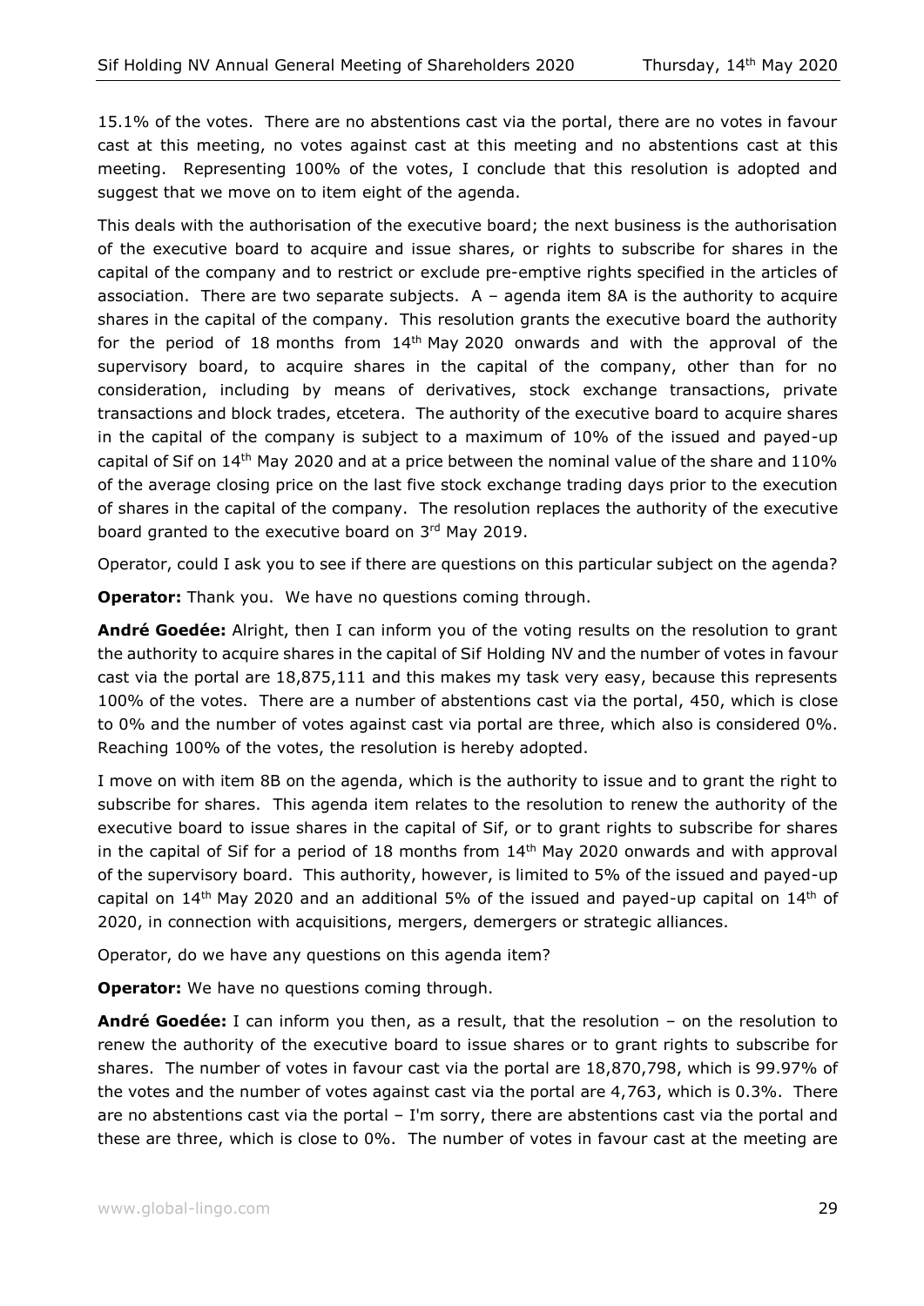15.1% of the votes. There are no abstentions cast via the portal, there are no votes in favour cast at this meeting, no votes against cast at this meeting and no abstentions cast at this meeting. Representing 100% of the votes, I conclude that this resolution is adopted and suggest that we move on to item eight of the agenda.

This deals with the authorisation of the executive board; the next business is the authorisation of the executive board to acquire and issue shares, or rights to subscribe for shares in the capital of the company and to restrict or exclude pre-emptive rights specified in the articles of association. There are two separate subjects. A – agenda item 8A is the authority to acquire shares in the capital of the company. This resolution grants the executive board the authority for the period of 18 months from 14th May 2020 onwards and with the approval of the supervisory board, to acquire shares in the capital of the company, other than for no consideration, including by means of derivatives, stock exchange transactions, private transactions and block trades, etcetera. The authority of the executive board to acquire shares in the capital of the company is subject to a maximum of 10% of the issued and payed-up capital of Sif on 14th May 2020 and at a price between the nominal value of the share and 110% of the average closing price on the last five stock exchange trading days prior to the execution of shares in the capital of the company. The resolution replaces the authority of the executive board granted to the executive board on 3rd May 2019.

Operator, could I ask you to see if there are questions on this particular subject on the agenda?

**Operator:** Thank you. We have no questions coming through.

**André Goedée:** Alright, then I can inform you of the voting results on the resolution to grant the authority to acquire shares in the capital of Sif Holding NV and the number of votes in favour cast via the portal are 18,875,111 and this makes my task very easy, because this represents 100% of the votes. There are a number of abstentions cast via the portal, 450, which is close to 0% and the number of votes against cast via portal are three, which also is considered 0%. Reaching 100% of the votes, the resolution is hereby adopted.

I move on with item 8B on the agenda, which is the authority to issue and to grant the right to subscribe for shares. This agenda item relates to the resolution to renew the authority of the executive board to issue shares in the capital of Sif, or to grant rights to subscribe for shares in the capital of Sif for a period of 18 months from 14th May 2020 onwards and with approval of the supervisory board. This authority, however, is limited to 5% of the issued and payed-up capital on 14th May 2020 and an additional 5% of the issued and payed-up capital on 14th of 2020, in connection with acquisitions, mergers, demergers or strategic alliances.

Operator, do we have any questions on this agenda item?

**Operator:** We have no questions coming through.

**André Goedée:** I can inform you then, as a result, that the resolution – on the resolution to renew the authority of the executive board to issue shares or to grant rights to subscribe for shares. The number of votes in favour cast via the portal are 18,870,798, which is 99.97% of the votes and the number of votes against cast via the portal are 4,763, which is 0.3%. There are no abstentions cast via the portal – I'm sorry, there are abstentions cast via the portal and these are three, which is close to 0%. The number of votes in favour cast at the meeting are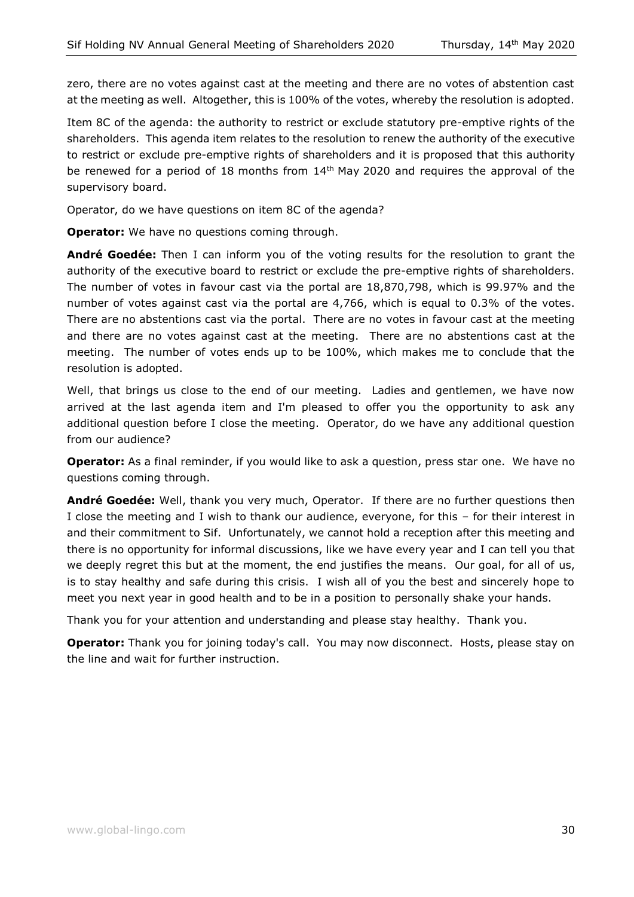zero, there are no votes against cast at the meeting and there are no votes of abstention cast at the meeting as well. Altogether, this is 100% of the votes, whereby the resolution is adopted.

Item 8C of the agenda: the authority to restrict or exclude statutory pre-emptive rights of the shareholders. This agenda item relates to the resolution to renew the authority of the executive to restrict or exclude pre-emptive rights of shareholders and it is proposed that this authority be renewed for a period of 18 months from 14th May 2020 and requires the approval of the supervisory board.

Operator, do we have questions on item 8C of the agenda?

**Operator:** We have no questions coming through.

**André Goedée:** Then I can inform you of the voting results for the resolution to grant the authority of the executive board to restrict or exclude the pre-emptive rights of shareholders. The number of votes in favour cast via the portal are 18,870,798, which is 99.97% and the number of votes against cast via the portal are 4,766, which is equal to 0.3% of the votes. There are no abstentions cast via the portal. There are no votes in favour cast at the meeting and there are no votes against cast at the meeting. There are no abstentions cast at the meeting. The number of votes ends up to be 100%, which makes me to conclude that the resolution is adopted.

Well, that brings us close to the end of our meeting. Ladies and gentlemen, we have now arrived at the last agenda item and I'm pleased to offer you the opportunity to ask any additional question before I close the meeting. Operator, do we have any additional question from our audience?

**Operator:** As a final reminder, if you would like to ask a question, press star one. We have no questions coming through.

**André Goedée:** Well, thank you very much, Operator. If there are no further questions then I close the meeting and I wish to thank our audience, everyone, for this – for their interest in and their commitment to Sif. Unfortunately, we cannot hold a reception after this meeting and there is no opportunity for informal discussions, like we have every year and I can tell you that we deeply regret this but at the moment, the end justifies the means. Our goal, for all of us, is to stay healthy and safe during this crisis. I wish all of you the best and sincerely hope to meet you next year in good health and to be in a position to personally shake your hands.

Thank you for your attention and understanding and please stay healthy. Thank you.

**Operator:** Thank you for joining today's call. You may now disconnect. Hosts, please stay on the line and wait for further instruction.